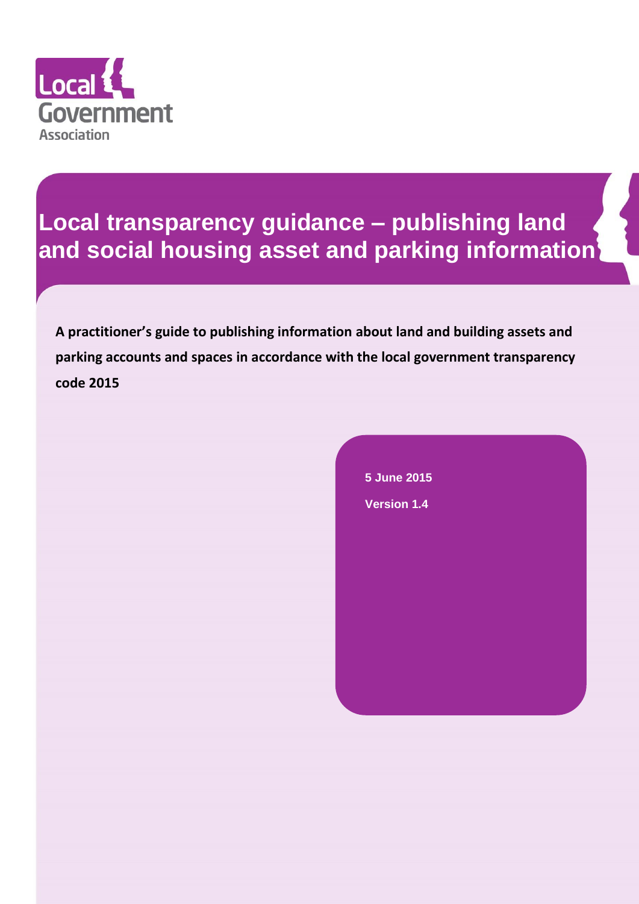Local Government Association

# Local transparency guidance – publishing land and social housing asset and parking information

**A practitioner's guide to publishing information about land and building assets and parking accounts and spaces in accordance with the local government transparency code 2015**

**5 June 2015**

**Version 1.4**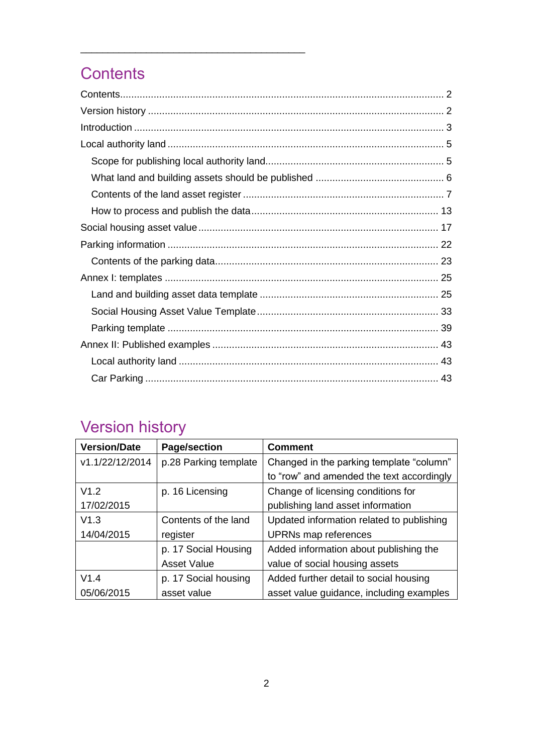## Contents

Contents................................................................................................................ 2
Version history ........................................................................................................ 2
Introduction ............................................................................................................ 3
Local authority land ................................................................................................ 5
  Scope for publishing local authority land.............................................................. 5
  What land and building assets should be published ............................................. 6
  Contents of the land asset register ....................................................................... 7
  How to process and publish the data.................................................................. 13
Social housing asset value .................................................................................... 17
Parking information ............................................................................................... 22
  Contents of the parking data............................................................................... 23
Annex I: templates ................................................................................................ 25
  Land and building asset data template ............................................................... 25
  Social Housing Asset Value Template................................................................ 33
  Parking template ................................................................................................ 39
Annex II: Published examples ............................................................................... 43
  Local authority land ............................................................................................ 43
  Car Parking ....................................................................................................... 43

## Version history

| Version/Date | Page/section | Comment |
|---|---|---|
| v1.1/22/12/2014 | p.28 Parking template | Changed in the parking template “column” to “row” and amended the text accordingly |
| V1.2 17/02/2015 | p. 16 Licensing | Change of licensing conditions for publishing land asset information |
| V1.3 14/04/2015 | Contents of the land register | Updated information related to publishing UPRNs map references |
| | p. 17 Social Housing Asset Value | Added information about publishing the value of social housing assets |
| V1.4 05/06/2015 | p. 17 Social housing asset value | Added further detail to social housing asset value guidance, including examples |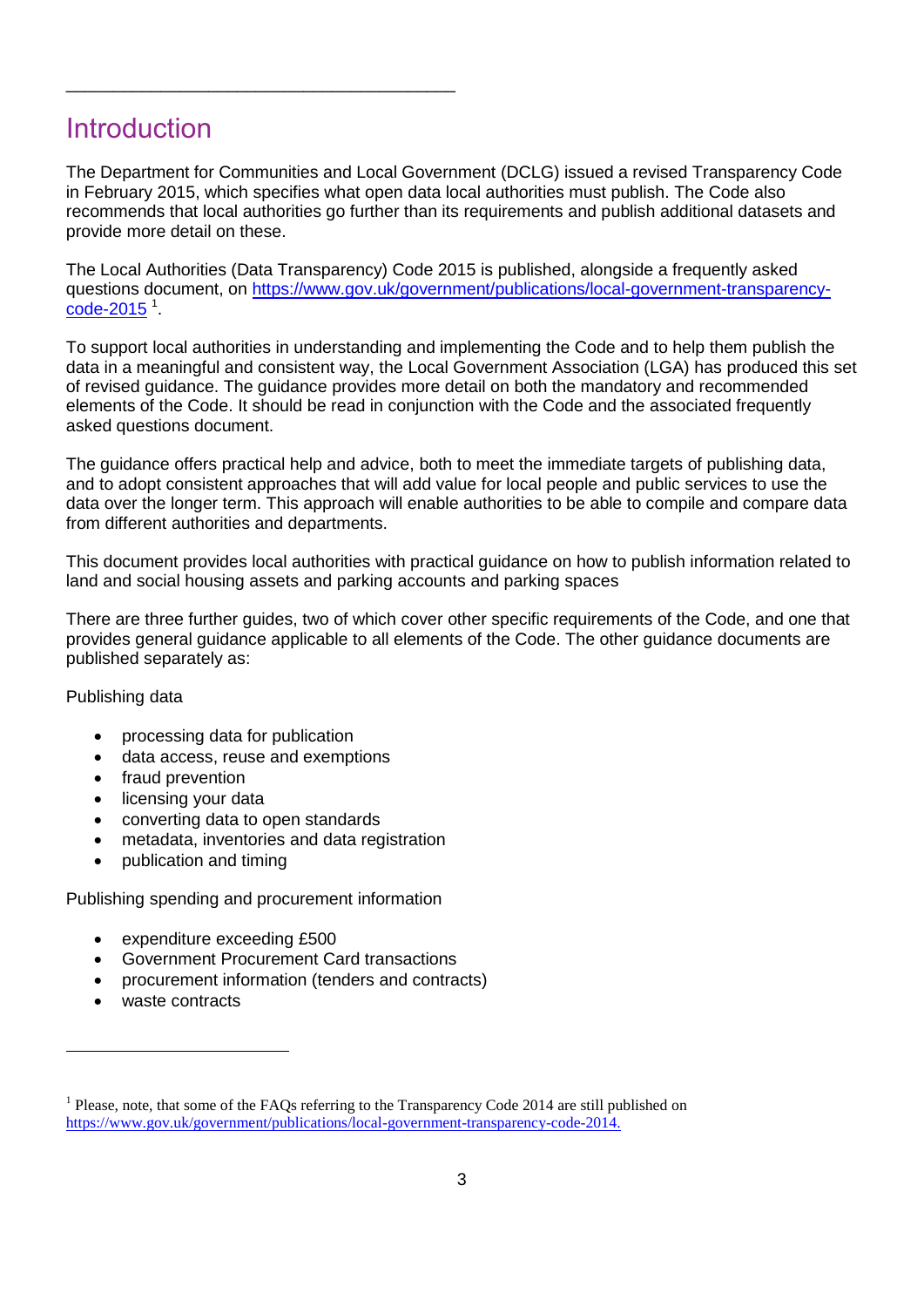# Introduction

The Department for Communities and Local Government (DCLG) issued a revised Transparency Code in February 2015, which specifies what open data local authorities must publish. The Code also recommends that local authorities go further than its requirements and publish additional datasets and provide more detail on these.

The Local Authorities (Data Transparency) Code 2015 is published, alongside a frequently asked questions document, on https://www.gov.uk/government/publications/local-government-transparency-code-2015 [1].

To support local authorities in understanding and implementing the Code and to help them publish the data in a meaningful and consistent way, the Local Government Association (LGA) has produced this set of revised guidance. The guidance provides more detail on both the mandatory and recommended elements of the Code. It should be read in conjunction with the Code and the associated frequently asked questions document.

The guidance offers practical help and advice, both to meet the immediate targets of publishing data, and to adopt consistent approaches that will add value for local people and public services to use the data over the longer term. This approach will enable authorities to be able to compile and compare data from different authorities and departments.

This document provides local authorities with practical guidance on how to publish information related to land and social housing assets and parking accounts and parking spaces

There are three further guides, two of which cover other specific requirements of the Code, and one that provides general guidance applicable to all elements of the Code. The other guidance documents are published separately as:

Publishing data

- processing data for publication
- data access, reuse and exemptions
- fraud prevention
- licensing your data
- converting data to open standards
- metadata, inventories and data registration
- publication and timing

Publishing spending and procurement information

- expenditure exceeding £500
- Government Procurement Card transactions
- procurement information (tenders and contracts)
- waste contracts

[1] Please, note, that some of the FAQs referring to the Transparency Code 2014 are still published on https://www.gov.uk/government/publications/local-government-transparency-code-2014.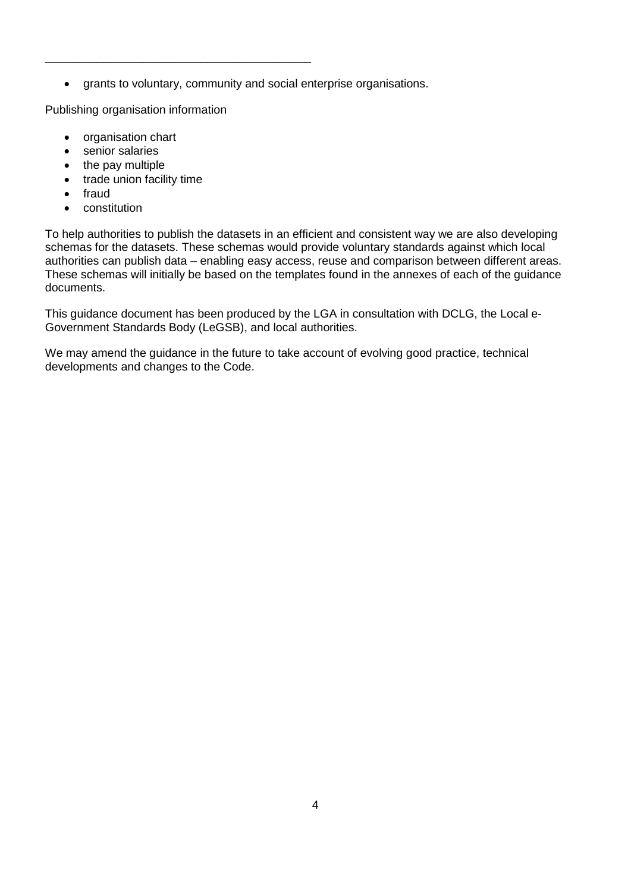- grants to voluntary, community and social enterprise organisations.

Publishing organisation information

- organisation chart
- senior salaries
- the pay multiple
- trade union facility time
- fraud
- constitution

To help authorities to publish the datasets in an efficient and consistent way we are also developing schemas for the datasets. These schemas would provide voluntary standards against which local authorities can publish data – enabling easy access, reuse and comparison between different areas. These schemas will initially be based on the templates found in the annexes of each of the guidance documents.

This guidance document has been produced by the LGA in consultation with DCLG, the Local e-Government Standards Body (LeGSB), and local authorities.

We may amend the guidance in the future to take account of evolving good practice, technical developments and changes to the Code.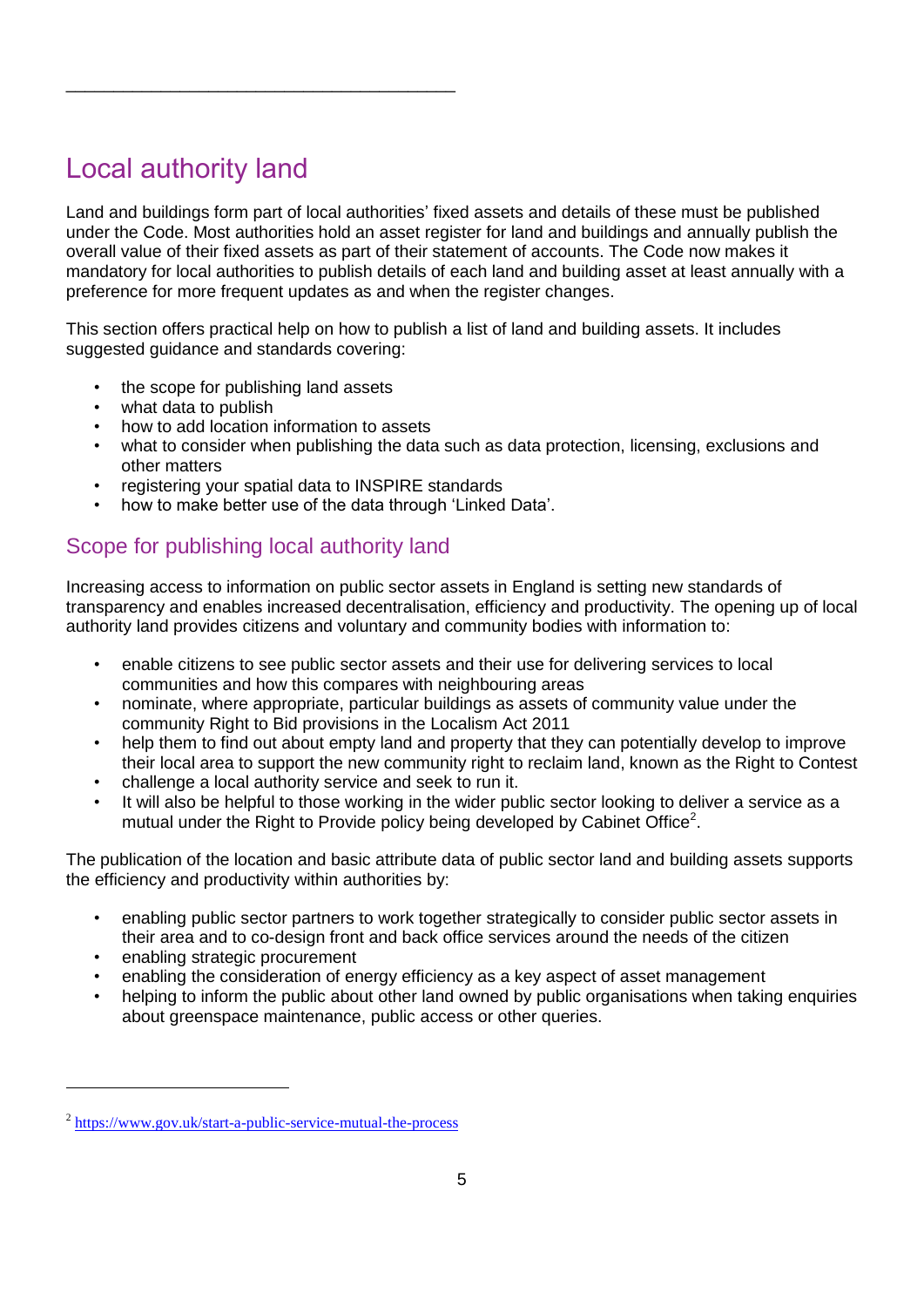# Local authority land

Land and buildings form part of local authorities' fixed assets and details of these must be published under the Code. Most authorities hold an asset register for land and buildings and annually publish the overall value of their fixed assets as part of their statement of accounts. The Code now makes it mandatory for local authorities to publish details of each land and building asset at least annually with a preference for more frequent updates as and when the register changes.

This section offers practical help on how to publish a list of land and building assets. It includes suggested guidance and standards covering:

- the scope for publishing land assets
- what data to publish
- how to add location information to assets
- what to consider when publishing the data such as data protection, licensing, exclusions and other matters
- registering your spatial data to INSPIRE standards
- how to make better use of the data through 'Linked Data'.

## Scope for publishing local authority land

Increasing access to information on public sector assets in England is setting new standards of transparency and enables increased decentralisation, efficiency and productivity. The opening up of local authority land provides citizens and voluntary and community bodies with information to:

- enable citizens to see public sector assets and their use for delivering services to local communities and how this compares with neighbouring areas
- nominate, where appropriate, particular buildings as assets of community value under the community Right to Bid provisions in the Localism Act 2011
- help them to find out about empty land and property that they can potentially develop to improve their local area to support the new community right to reclaim land, known as the Right to Contest
- challenge a local authority service and seek to run it.
- It will also be helpful to those working in the wider public sector looking to deliver a service as a mutual under the Right to Provide policy being developed by Cabinet Office[2].

The publication of the location and basic attribute data of public sector land and building assets supports the efficiency and productivity within authorities by:

- enabling public sector partners to work together strategically to consider public sector assets in their area and to co-design front and back office services around the needs of the citizen
- enabling strategic procurement
- enabling the consideration of energy efficiency as a key aspect of asset management
- helping to inform the public about other land owned by public organisations when taking enquiries about greenspace maintenance, public access or other queries.

[2] https://www.gov.uk/start-a-public-service-mutual-the-process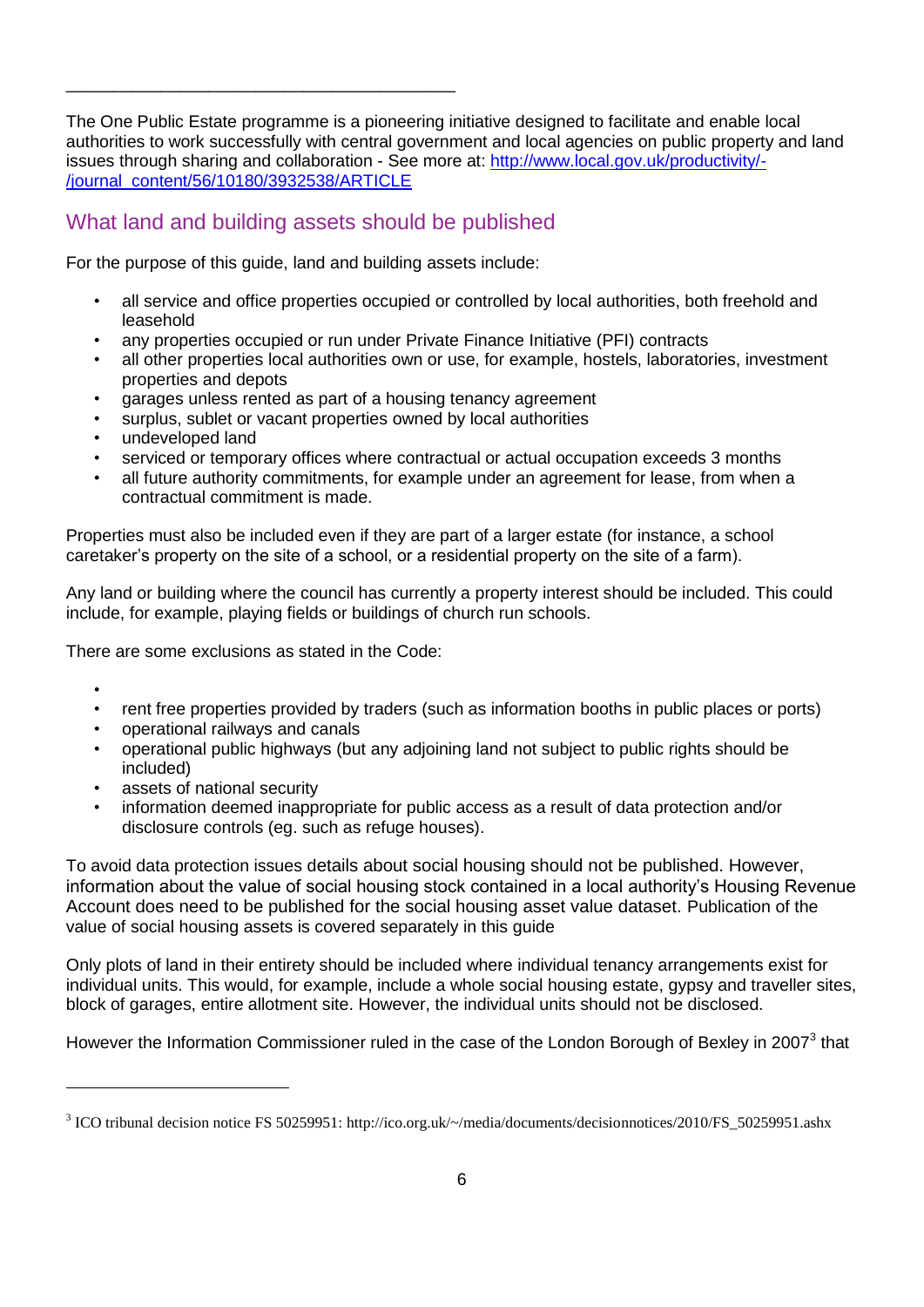The One Public Estate programme is a pioneering initiative designed to facilitate and enable local authorities to work successfully with central government and local agencies on public property and land issues through sharing and collaboration - See more at: [http://www.local.gov.uk/productivity/-/journal_content/56/10180/3932538/ARTICLE](http://www.local.gov.uk/productivity/-/journal_content/56/10180/3932538/ARTICLE)

## What land and building assets should be published

For the purpose of this guide, land and building assets include:

- all service and office properties occupied or controlled by local authorities, both freehold and leasehold
- any properties occupied or run under Private Finance Initiative (PFI) contracts
- all other properties local authorities own or use, for example, hostels, laboratories, investment properties and depots
- garages unless rented as part of a housing tenancy agreement
- surplus, sublet or vacant properties owned by local authorities
- undeveloped land
- serviced or temporary offices where contractual or actual occupation exceeds 3 months
- all future authority commitments, for example under an agreement for lease, from when a contractual commitment is made.

Properties must also be included even if they are part of a larger estate (for instance, a school caretaker's property on the site of a school, or a residential property on the site of a farm).

Any land or building where the council has currently a property interest should be included. This could include, for example, playing fields or buildings of church run schools.

There are some exclusions as stated in the Code:

- 
- rent free properties provided by traders (such as information booths in public places or ports)
- operational railways and canals
- operational public highways (but any adjoining land not subject to public rights should be included)
- assets of national security
- information deemed inappropriate for public access as a result of data protection and/or disclosure controls (eg. such as refuge houses).

To avoid data protection issues details about social housing should not be published. However, information about the value of social housing stock contained in a local authority's Housing Revenue Account does need to be published for the social housing asset value dataset. Publication of the value of social housing assets is covered separately in this guide

Only plots of land in their entirety should be included where individual tenancy arrangements exist for individual units. This would, for example, include a whole social housing estate, gypsy and traveller sites, block of garages, entire allotment site. However, the individual units should not be disclosed.

However the Information Commissioner ruled in the case of the London Borough of Bexley in 2007[3] that

[3] ICO tribunal decision notice FS 50259951: http://ico.org.uk/~/media/documents/decisionnotices/2010/FS_50259951.ashx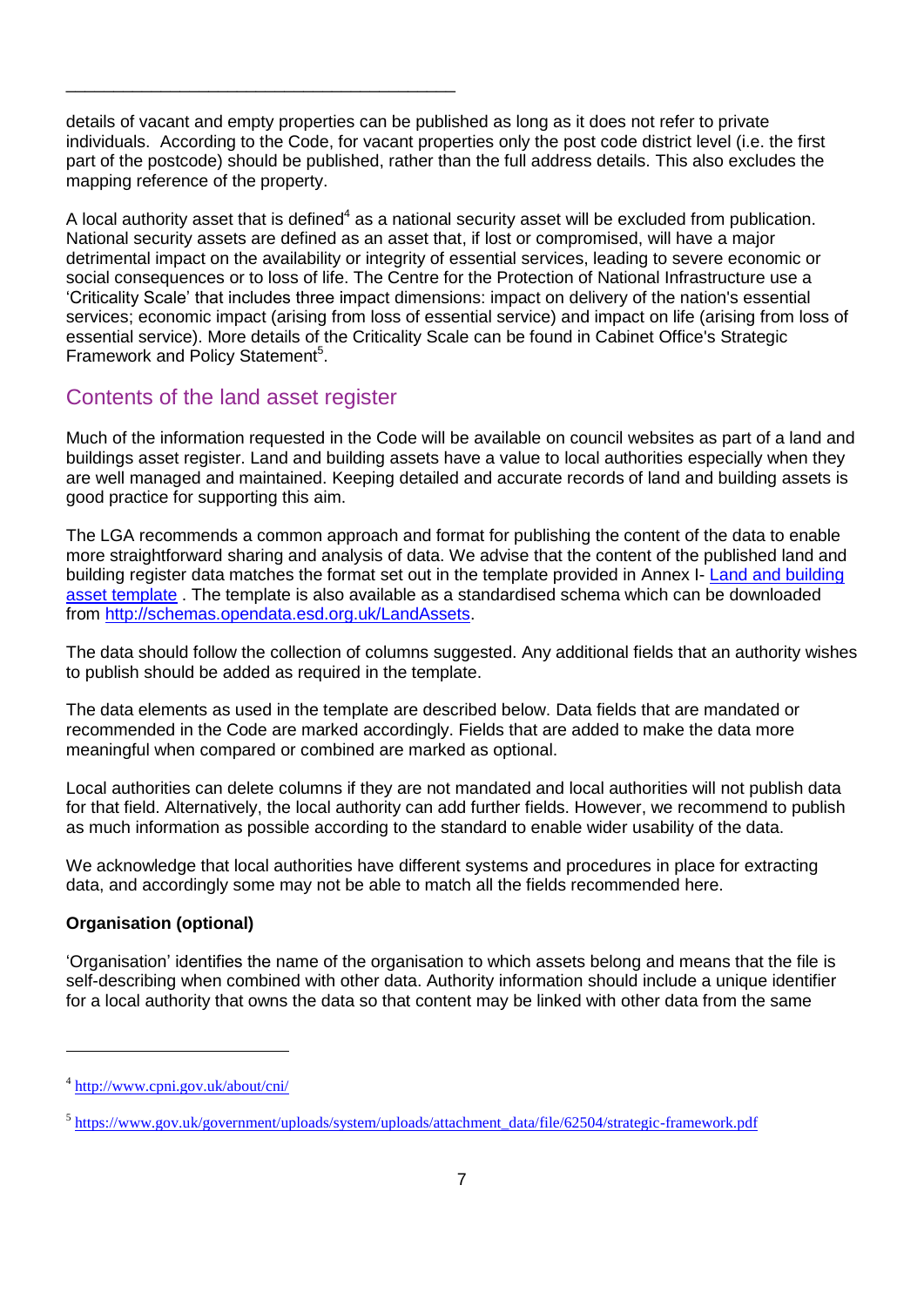details of vacant and empty properties can be published as long as it does not refer to private individuals. According to the Code, for vacant properties only the post code district level (i.e. the first part of the postcode) should be published, rather than the full address details. This also excludes the mapping reference of the property.

A local authority asset that is defined[4] as a national security asset will be excluded from publication. National security assets are defined as an asset that, if lost or compromised, will have a major detrimental impact on the availability or integrity of essential services, leading to severe economic or social consequences or to loss of life. The Centre for the Protection of National Infrastructure use a 'Criticality Scale' that includes three impact dimensions: impact on delivery of the nation's essential services; economic impact (arising from loss of essential service) and impact on life (arising from loss of essential service). More details of the Criticality Scale can be found in Cabinet Office's Strategic Framework and Policy Statement[5].

## Contents of the land asset register

Much of the information requested in the Code will be available on council websites as part of a land and buildings asset register. Land and building assets have a value to local authorities especially when they are well managed and maintained. Keeping detailed and accurate records of land and building assets is good practice for supporting this aim.

The LGA recommends a common approach and format for publishing the content of the data to enable more straightforward sharing and analysis of data. We advise that the content of the published land and building register data matches the format set out in the template provided in Annex I- Land and building asset template . The template is also available as a standardised schema which can be downloaded from http://schemas.opendata.esd.org.uk/LandAssets.

The data should follow the collection of columns suggested. Any additional fields that an authority wishes to publish should be added as required in the template.

The data elements as used in the template are described below. Data fields that are mandated or recommended in the Code are marked accordingly. Fields that are added to make the data more meaningful when compared or combined are marked as optional.

Local authorities can delete columns if they are not mandated and local authorities will not publish data for that field. Alternatively, the local authority can add further fields. However, we recommend to publish as much information as possible according to the standard to enable wider usability of the data.

We acknowledge that local authorities have different systems and procedures in place for extracting data, and accordingly some may not be able to match all the fields recommended here.

**Organisation (optional)**

'Organisation' identifies the name of the organisation to which assets belong and means that the file is self-describing when combined with other data. Authority information should include a unique identifier for a local authority that owns the data so that content may be linked with other data from the same

---

[4] http://www.cpni.gov.uk/about/cni/

[5] https://www.gov.uk/government/uploads/system/uploads/attachment_data/file/62504/strategic-framework.pdf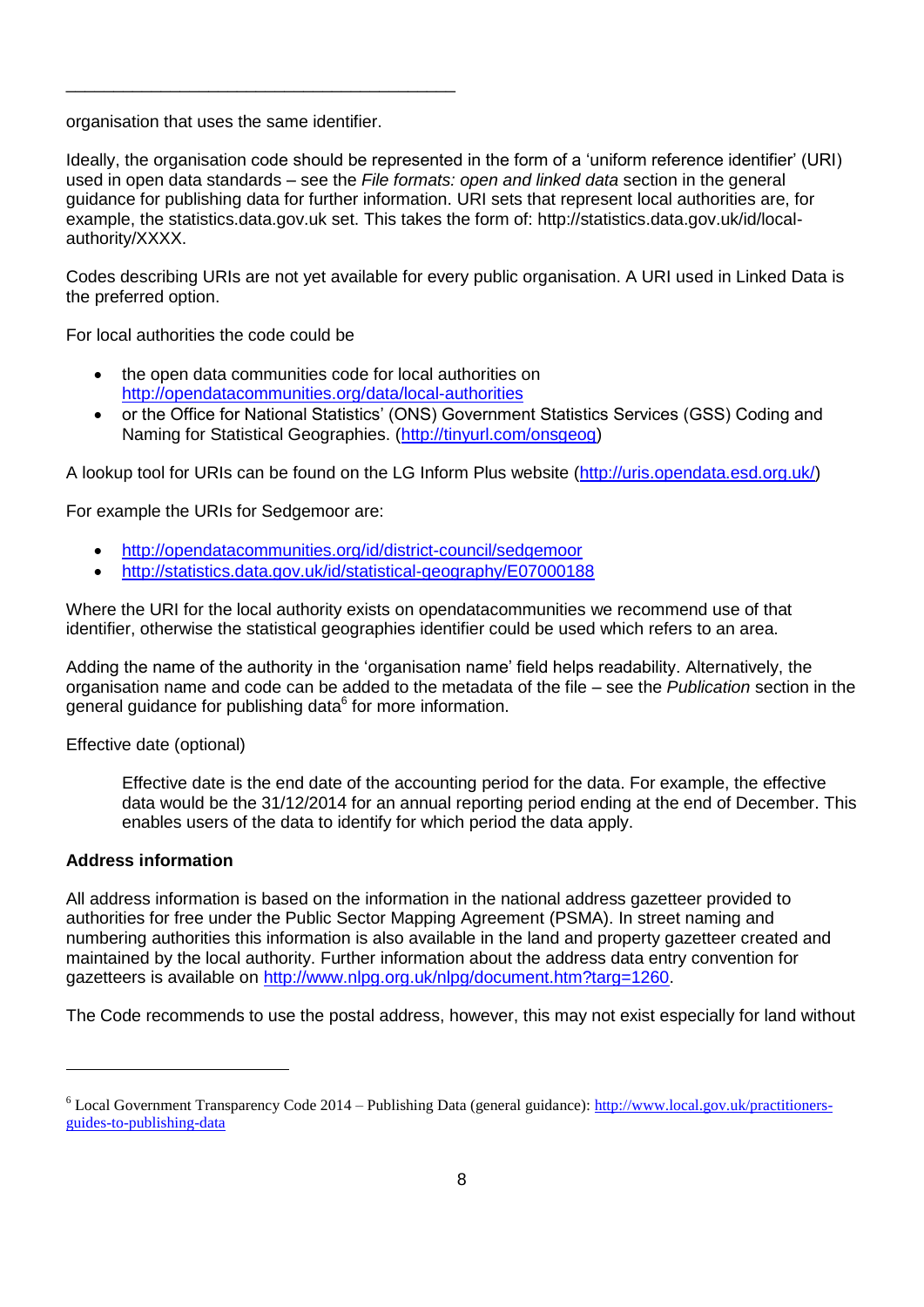organisation that uses the same identifier.

Ideally, the organisation code should be represented in the form of a 'uniform reference identifier' (URI) used in open data standards – see the *File formats: open and linked data* section in the general guidance for publishing data for further information. URI sets that represent local authorities are, for example, the statistics.data.gov.uk set. This takes the form of: http://statistics.data.gov.uk/id/local-authority/XXXX.

Codes describing URIs are not yet available for every public organisation. A URI used in Linked Data is the preferred option.

For local authorities the code could be

- the open data communities code for local authorities on http://opendatacommunities.org/data/local-authorities
- or the Office for National Statistics' (ONS) Government Statistics Services (GSS) Coding and Naming for Statistical Geographies. (http://tinyurl.com/onsgeog)

A lookup tool for URIs can be found on the LG Inform Plus website (http://uris.opendata.esd.org.uk/)

For example the URIs for Sedgemoor are:

- http://opendatacommunities.org/id/district-council/sedgemoor
- http://statistics.data.gov.uk/id/statistical-geography/E07000188

Where the URI for the local authority exists on opendatacommunities we recommend use of that identifier, otherwise the statistical geographies identifier could be used which refers to an area.

Adding the name of the authority in the 'organisation name' field helps readability. Alternatively, the organisation name and code can be added to the metadata of the file – see the *Publication* section in the general guidance for publishing data[6] for more information.

Effective date (optional)

> Effective date is the end date of the accounting period for the data. For example, the effective data would be the 31/12/2014 for an annual reporting period ending at the end of December. This enables users of the data to identify for which period the data apply.

**Address information**

All address information is based on the information in the national address gazetteer provided to authorities for free under the Public Sector Mapping Agreement (PSMA). In street naming and numbering authorities this information is also available in the land and property gazetteer created and maintained by the local authority. Further information about the address data entry convention for gazetteers is available on http://www.nlpg.org.uk/nlpg/document.htm?targ=1260.

The Code recommends to use the postal address, however, this may not exist especially for land without

---

[6] Local Government Transparency Code 2014 – Publishing Data (general guidance): http://www.local.gov.uk/practitioners-guides-to-publishing-data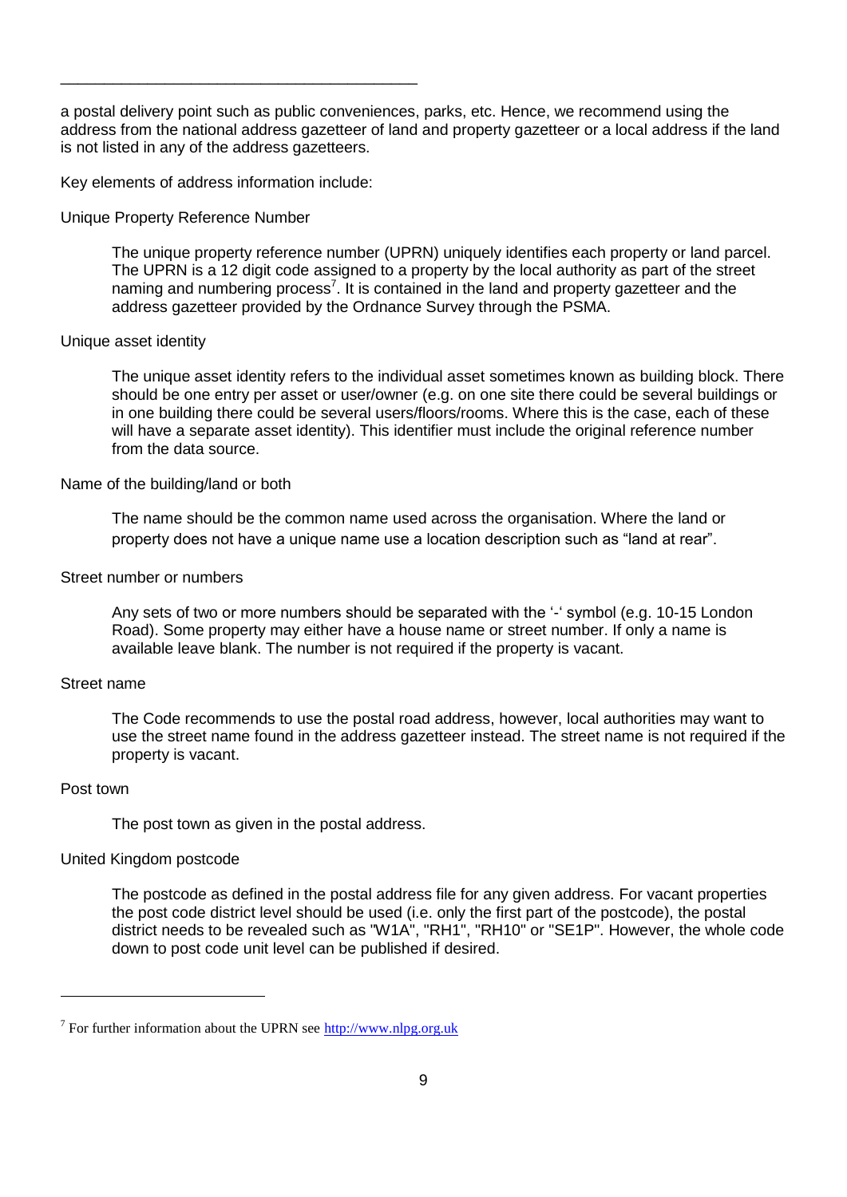a postal delivery point such as public conveniences, parks, etc. Hence, we recommend using the address from the national address gazetteer of land and property gazetteer or a local address if the land is not listed in any of the address gazetteers.

Key elements of address information include:

Unique Property Reference Number

> The unique property reference number (UPRN) uniquely identifies each property or land parcel. The UPRN is a 12 digit code assigned to a property by the local authority as part of the street naming and numbering process[7]. It is contained in the land and property gazetteer and the address gazetteer provided by the Ordnance Survey through the PSMA.

Unique asset identity

> The unique asset identity refers to the individual asset sometimes known as building block. There should be one entry per asset or user/owner (e.g. on one site there could be several buildings or in one building there could be several users/floors/rooms. Where this is the case, each of these will have a separate asset identity). This identifier must include the original reference number from the data source.

Name of the building/land or both

> The name should be the common name used across the organisation. Where the land or property does not have a unique name use a location description such as "land at rear".

Street number or numbers

> Any sets of two or more numbers should be separated with the '-' symbol (e.g. 10-15 London Road). Some property may either have a house name or street number. If only a name is available leave blank. The number is not required if the property is vacant.

Street name

> The Code recommends to use the postal road address, however, local authorities may want to use the street name found in the address gazetteer instead. The street name is not required if the property is vacant.

Post town

> The post town as given in the postal address.

United Kingdom postcode

> The postcode as defined in the postal address file for any given address. For vacant properties the post code district level should be used (i.e. only the first part of the postcode), the postal district needs to be revealed such as "W1A", "RH1", "RH10" or "SE1P". However, the whole code down to post code unit level can be published if desired.

---

[7] For further information about the UPRN see http://www.nlpg.org.uk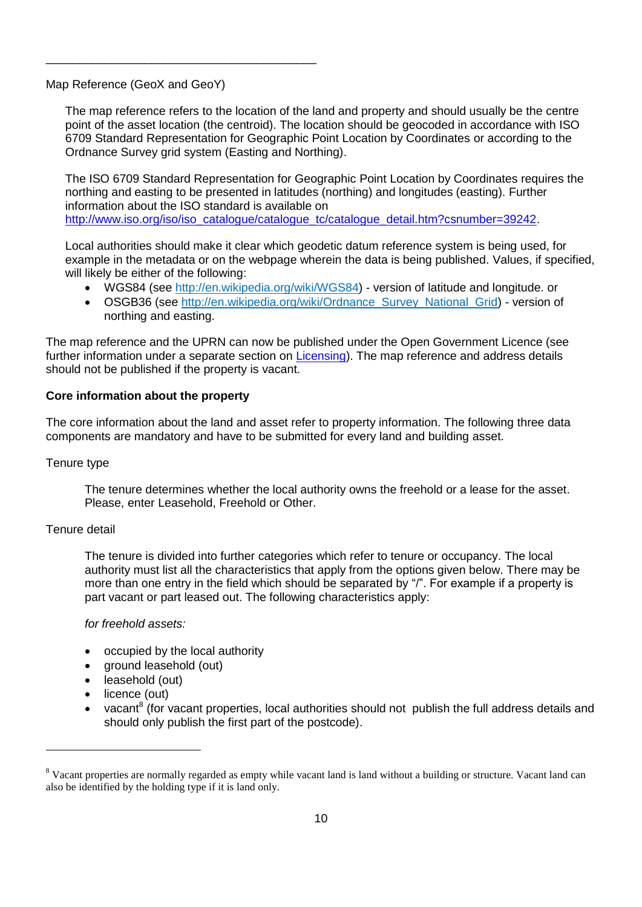Map Reference (GeoX and GeoY)

The map reference refers to the location of the land and property and should usually be the centre point of the asset location (the centroid). The location should be geocoded in accordance with ISO 6709 Standard Representation for Geographic Point Location by Coordinates or according to the Ordnance Survey grid system (Easting and Northing).

The ISO 6709 Standard Representation for Geographic Point Location by Coordinates requires the northing and easting to be presented in latitudes (northing) and longitudes (easting). Further information about the ISO standard is available on http://www.iso.org/iso/iso_catalogue/catalogue_tc/catalogue_detail.htm?csnumber=39242.

Local authorities should make it clear which geodetic datum reference system is being used, for example in the metadata or on the webpage wherein the data is being published. Values, if specified, will likely be either of the following:

- WGS84 (see http://en.wikipedia.org/wiki/WGS84) - version of latitude and longitude. or
- OSGB36 (see http://en.wikipedia.org/wiki/Ordnance_Survey_National_Grid) - version of northing and easting.

The map reference and the UPRN can now be published under the Open Government Licence (see further information under a separate section on Licensing). The map reference and address details should not be published if the property is vacant.

**Core information about the property**

The core information about the land and asset refer to property information. The following three data components are mandatory and have to be submitted for every land and building asset.

Tenure type

The tenure determines whether the local authority owns the freehold or a lease for the asset. Please, enter Leasehold, Freehold or Other.

Tenure detail

The tenure is divided into further categories which refer to tenure or occupancy. The local authority must list all the characteristics that apply from the options given below. There may be more than one entry in the field which should be separated by "/". For example if a property is part vacant or part leased out. The following characteristics apply:

*for freehold assets:*

- occupied by the local authority
- ground leasehold (out)
- leasehold (out)
- licence (out)
- vacant[8] (for vacant properties, local authorities should not publish the full address details and should only publish the first part of the postcode).

[8] Vacant properties are normally regarded as empty while vacant land is land without a building or structure. Vacant land can also be identified by the holding type if it is land only.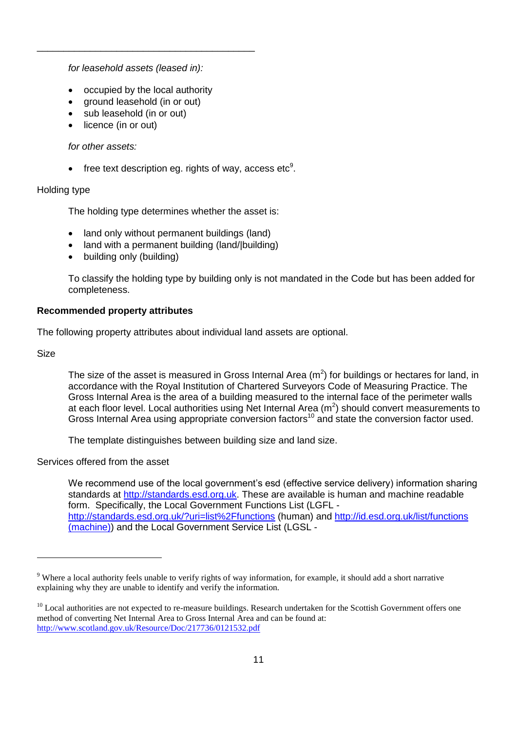*for leasehold assets (leased in):*

- occupied by the local authority
- ground leasehold (in or out)
- sub leasehold (in or out)
- licence (in or out)

*for other assets:*

- free text description eg. rights of way, access etc[9].

Holding type

The holding type determines whether the asset is:

- land only without permanent buildings (land)
- land with a permanent building (land/|building)
- building only (building)

To classify the holding type by building only is not mandated in the Code but has been added for completeness.

**Recommended property attributes**

The following property attributes about individual land assets are optional.

Size

The size of the asset is measured in Gross Internal Area ($m^2$) for buildings or hectares for land, in accordance with the Royal Institution of Chartered Surveyors Code of Measuring Practice. The Gross Internal Area is the area of a building measured to the internal face of the perimeter walls at each floor level. Local authorities using Net Internal Area ($m^2$) should convert measurements to Gross Internal Area using appropriate conversion factors[10] and state the conversion factor used.

The template distinguishes between building size and land size.

Services offered from the asset

We recommend use of the local government's esd (effective service delivery) information sharing standards at http://standards.esd.org.uk. These are available is human and machine readable form. Specifically, the Local Government Functions List (LGFL - http://standards.esd.org.uk/?uri=list%2Ffunctions (human) and http://id.esd.org.uk/list/functions (machine)) and the Local Government Service List (LGSL -

---

[9] Where a local authority feels unable to verify rights of way information, for example, it should add a short narrative explaining why they are unable to identify and verify the information.

[10] Local authorities are not expected to re-measure buildings. Research undertaken for the Scottish Government offers one method of converting Net Internal Area to Gross Internal Area and can be found at: http://www.scotland.gov.uk/Resource/Doc/217736/0121532.pdf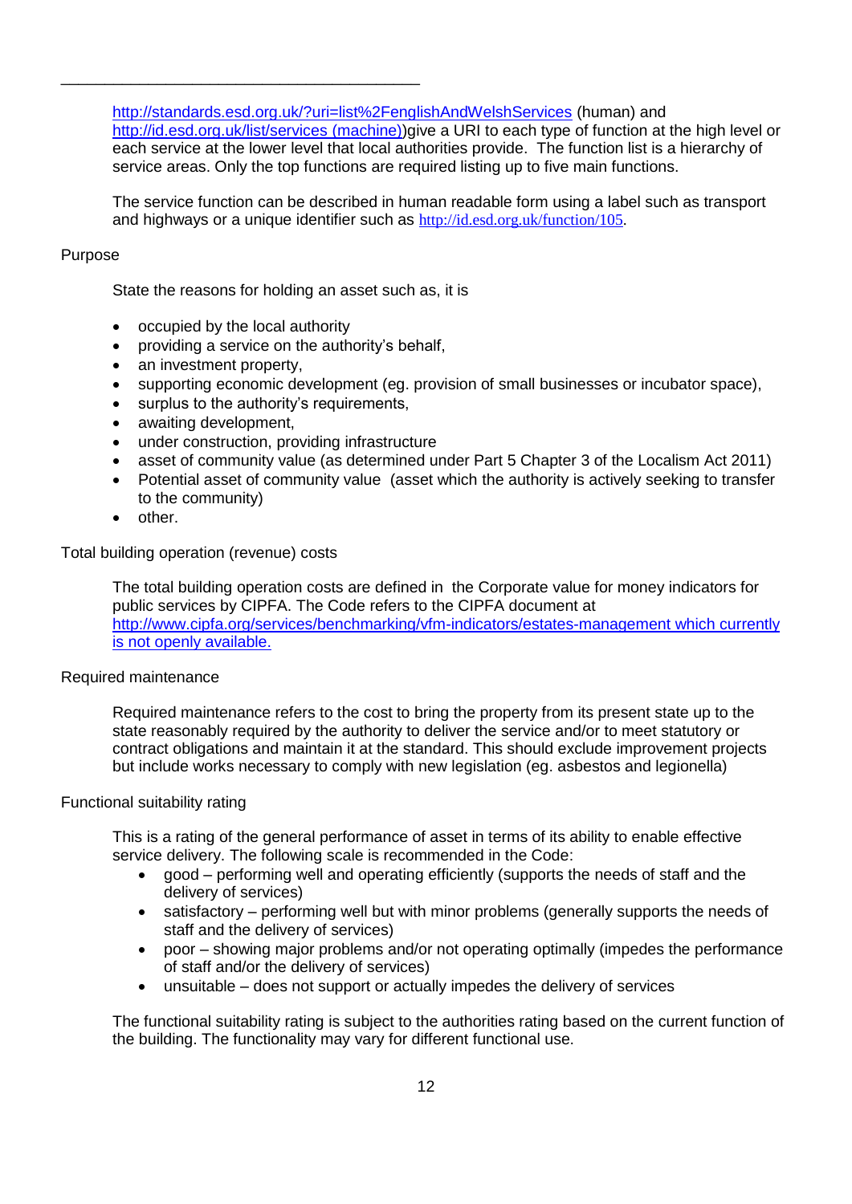---

http://standards.esd.org.uk/?uri=list%2FenglishAndWelshServices (human) and http://id.esd.org.uk/list/services (machine))give a URI to each type of function at the high level or each service at the lower level that local authorities provide. The function list is a hierarchy of service areas. Only the top functions are required listing up to five main functions.

The service function can be described in human readable form using a label such as transport and highways or a unique identifier such as http://id.esd.org.uk/function/105.

Purpose

State the reasons for holding an asset such as, it is

- occupied by the local authority
- providing a service on the authority's behalf,
- an investment property,
- supporting economic development (eg. provision of small businesses or incubator space),
- surplus to the authority's requirements,
- awaiting development,
- under construction, providing infrastructure
- asset of community value (as determined under Part 5 Chapter 3 of the Localism Act 2011)
- Potential asset of community value (asset which the authority is actively seeking to transfer to the community)
- other.

Total building operation (revenue) costs

The total building operation costs are defined in the Corporate value for money indicators for public services by CIPFA. The Code refers to the CIPFA document at http://www.cipfa.org/services/benchmarking/vfm-indicators/estates-management which currently is not openly available.

Required maintenance

Required maintenance refers to the cost to bring the property from its present state up to the state reasonably required by the authority to deliver the service and/or to meet statutory or contract obligations and maintain it at the standard. This should exclude improvement projects but include works necessary to comply with new legislation (eg. asbestos and legionella)

Functional suitability rating

This is a rating of the general performance of asset in terms of its ability to enable effective service delivery. The following scale is recommended in the Code:

- good – performing well and operating efficiently (supports the needs of staff and the delivery of services)
- satisfactory – performing well but with minor problems (generally supports the needs of staff and the delivery of services)
- poor – showing major problems and/or not operating optimally (impedes the performance of staff and/or the delivery of services)
- unsuitable – does not support or actually impedes the delivery of services

The functional suitability rating is subject to the authorities rating based on the current function of the building. The functionality may vary for different functional use.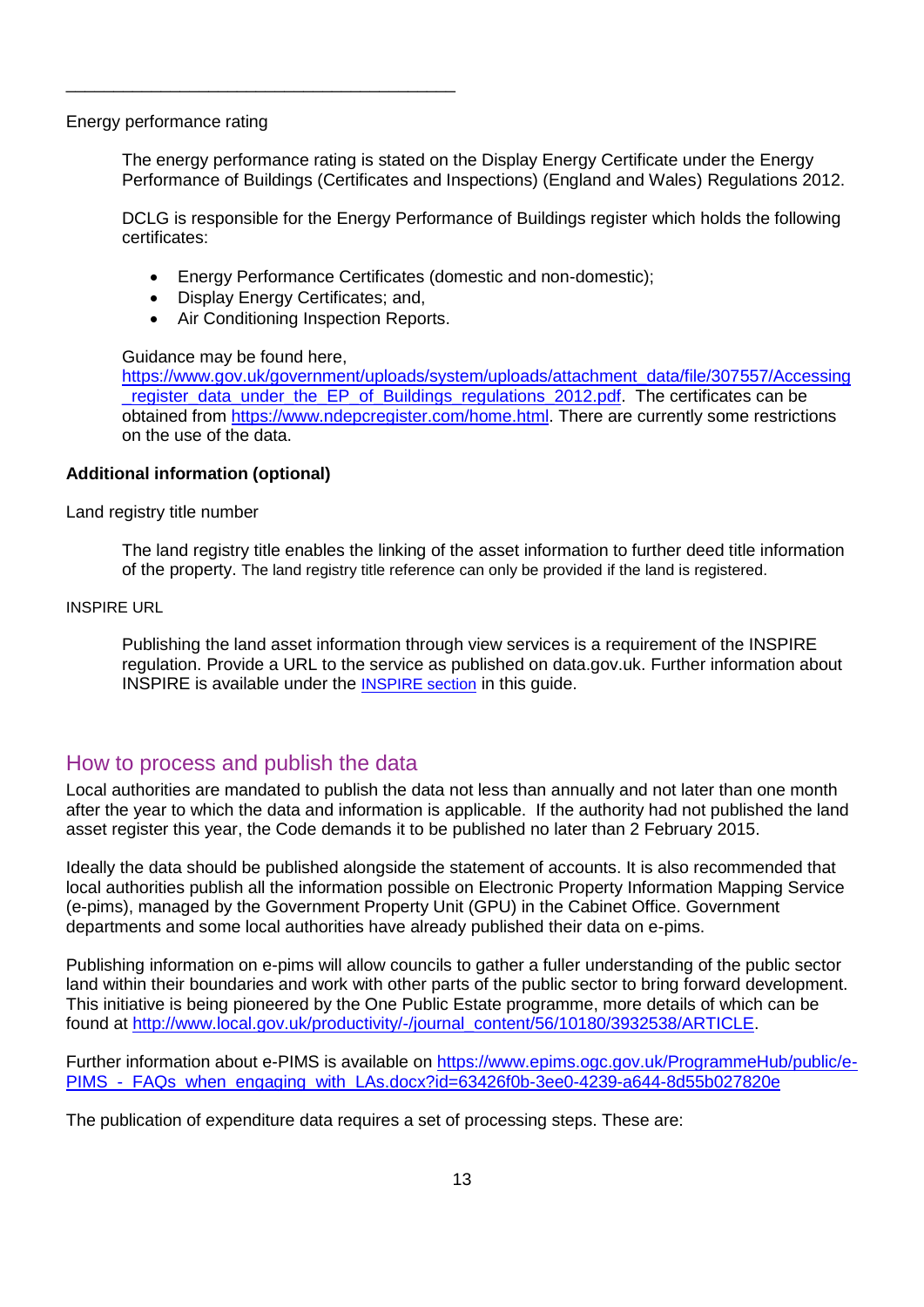---

Energy performance rating

> The energy performance rating is stated on the Display Energy Certificate under the Energy Performance of Buildings (Certificates and Inspections) (England and Wales) Regulations 2012.
>
> DCLG is responsible for the Energy Performance of Buildings register which holds the following certificates:
>
> - Energy Performance Certificates (domestic and non-domestic);
> - Display Energy Certificates; and,
> - Air Conditioning Inspection Reports.
>
> Guidance may be found here, https://www.gov.uk/government/uploads/system/uploads/attachment_data/file/307557/Accessing_register_data_under_the_EP_of_Buildings_regulations_2012.pdf. The certificates can be obtained from https://www.ndepcregister.com/home.html. There are currently some restrictions on the use of the data.

**Additional information (optional)**

Land registry title number

> The land registry title enables the linking of the asset information to further deed title information of the property. The land registry title reference can only be provided if the land is registered.

INSPIRE URL

> Publishing the land asset information through view services is a requirement of the INSPIRE regulation. Provide a URL to the service as published on data.gov.uk. Further information about INSPIRE is available under the INSPIRE section in this guide.

## How to process and publish the data

Local authorities are mandated to publish the data not less than annually and not later than one month after the year to which the data and information is applicable. If the authority had not published the land asset register this year, the Code demands it to be published no later than 2 February 2015.

Ideally the data should be published alongside the statement of accounts. It is also recommended that local authorities publish all the information possible on Electronic Property Information Mapping Service (e-pims), managed by the Government Property Unit (GPU) in the Cabinet Office. Government departments and some local authorities have already published their data on e-pims.

Publishing information on e-pims will allow councils to gather a fuller understanding of the public sector land within their boundaries and work with other parts of the public sector to bring forward development. This initiative is being pioneered by the One Public Estate programme, more details of which can be found at http://www.local.gov.uk/productivity/-/journal_content/56/10180/3932538/ARTICLE.

Further information about e-PIMS is available on https://www.epims.ogc.gov.uk/ProgrammeHub/public/e-PIMS_-_FAQs_when_engaging_with_LAs.docx?id=63426f0b-3ee0-4239-a644-8d55b027820e

The publication of expenditure data requires a set of processing steps. These are: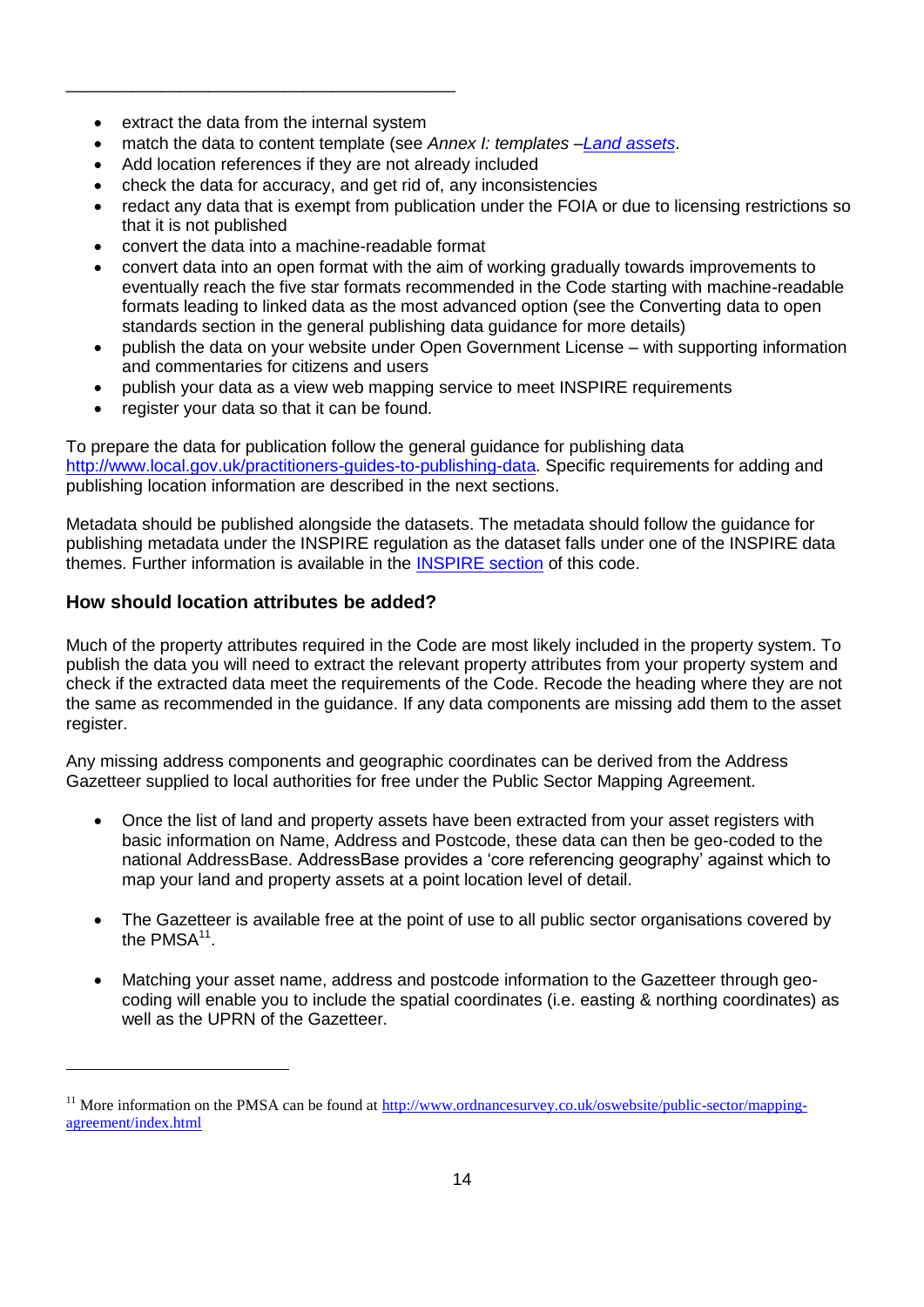- extract the data from the internal system
- match the data to content template (see *Annex I: templates –[Land assets](#)*.
- Add location references if they are not already included
- check the data for accuracy, and get rid of, any inconsistencies
- redact any data that is exempt from publication under the FOIA or due to licensing restrictions so that it is not published
- convert the data into a machine-readable format
- convert data into an open format with the aim of working gradually towards improvements to eventually reach the five star formats recommended in the Code starting with machine-readable formats leading to linked data as the most advanced option (see the Converting data to open standards section in the general publishing data guidance for more details)
- publish the data on your website under Open Government License – with supporting information and commentaries for citizens and users
- publish your data as a view web mapping service to meet INSPIRE requirements
- register your data so that it can be found.

To prepare the data for publication follow the general guidance for publishing data http://www.local.gov.uk/practitioners-guides-to-publishing-data. Specific requirements for adding and publishing location information are described in the next sections.

Metadata should be published alongside the datasets. The metadata should follow the guidance for publishing metadata under the INSPIRE regulation as the dataset falls under one of the INSPIRE data themes. Further information is available in the [INSPIRE section](#) of this code.

### How should location attributes be added?

Much of the property attributes required in the Code are most likely included in the property system. To publish the data you will need to extract the relevant property attributes from your property system and check if the extracted data meet the requirements of the Code. Recode the heading where they are not the same as recommended in the guidance. If any data components are missing add them to the asset register.

Any missing address components and geographic coordinates can be derived from the Address Gazetteer supplied to local authorities for free under the Public Sector Mapping Agreement.

- Once the list of land and property assets have been extracted from your asset registers with basic information on Name, Address and Postcode, these data can then be geo-coded to the national AddressBase. AddressBase provides a 'core referencing geography' against which to map your land and property assets at a point location level of detail.

- The Gazetteer is available free at the point of use to all public sector organisations covered by the PMSA[11].

- Matching your asset name, address and postcode information to the Gazetteer through geo-coding will enable you to include the spatial coordinates (i.e. easting & northing coordinates) as well as the UPRN of the Gazetteer.

---

[11] More information on the PMSA can be found at http://www.ordnancesurvey.co.uk/oswebsite/public-sector/mapping-agreement/index.html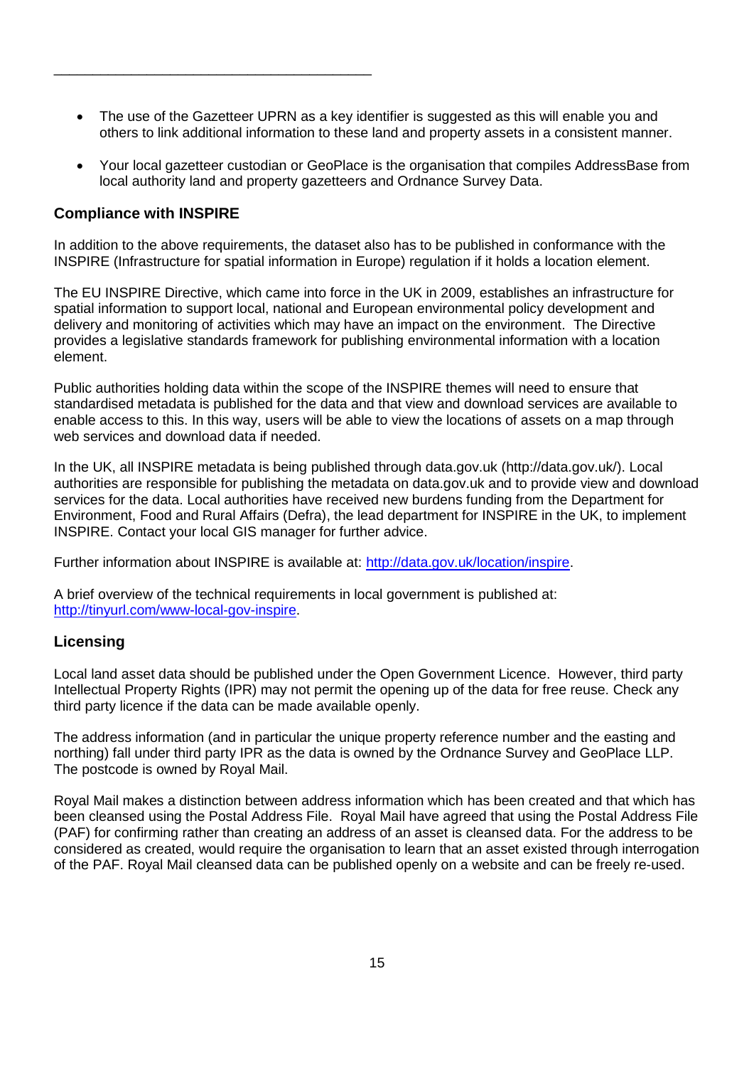- The use of the Gazetteer UPRN as a key identifier is suggested as this will enable you and others to link additional information to these land and property assets in a consistent manner.

- Your local gazetteer custodian or GeoPlace is the organisation that compiles AddressBase from local authority land and property gazetteers and Ordnance Survey Data.

### Compliance with INSPIRE

In addition to the above requirements, the dataset also has to be published in conformance with the INSPIRE (Infrastructure for spatial information in Europe) regulation if it holds a location element.

The EU INSPIRE Directive, which came into force in the UK in 2009, establishes an infrastructure for spatial information to support local, national and European environmental policy development and delivery and monitoring of activities which may have an impact on the environment. The Directive provides a legislative standards framework for publishing environmental information with a location element.

Public authorities holding data within the scope of the INSPIRE themes will need to ensure that standardised metadata is published for the data and that view and download services are available to enable access to this. In this way, users will be able to view the locations of assets on a map through web services and download data if needed.

In the UK, all INSPIRE metadata is being published through data.gov.uk (http://data.gov.uk/). Local authorities are responsible for publishing the metadata on data.gov.uk and to provide view and download services for the data. Local authorities have received new burdens funding from the Department for Environment, Food and Rural Affairs (Defra), the lead department for INSPIRE in the UK, to implement INSPIRE. Contact your local GIS manager for further advice.

Further information about INSPIRE is available at: [http://data.gov.uk/location/inspire](http://data.gov.uk/location/inspire).

A brief overview of the technical requirements in local government is published at: [http://tinyurl.com/www-local-gov-inspire](http://tinyurl.com/www-local-gov-inspire).

### Licensing

Local land asset data should be published under the Open Government Licence. However, third party Intellectual Property Rights (IPR) may not permit the opening up of the data for free reuse. Check any third party licence if the data can be made available openly.

The address information (and in particular the unique property reference number and the easting and northing) fall under third party IPR as the data is owned by the Ordnance Survey and GeoPlace LLP. The postcode is owned by Royal Mail.

Royal Mail makes a distinction between address information which has been created and that which has been cleansed using the Postal Address File. Royal Mail have agreed that using the Postal Address File (PAF) for confirming rather than creating an address of an asset is cleansed data. For the address to be considered as created, would require the organisation to learn that an asset existed through interrogation of the PAF. Royal Mail cleansed data can be published openly on a website and can be freely re-used.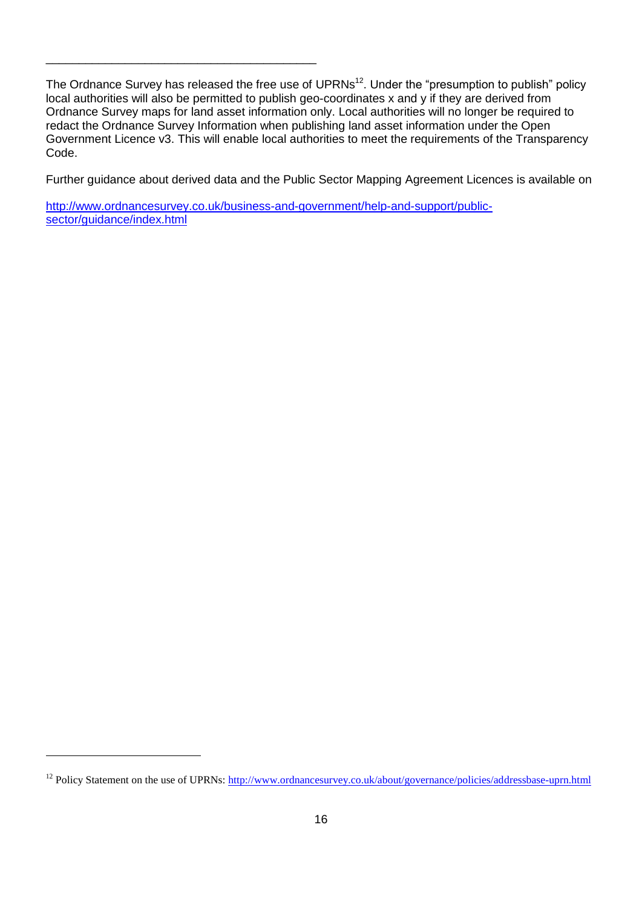---

The Ordnance Survey has released the free use of UPRNs[12]. Under the "presumption to publish" policy local authorities will also be permitted to publish geo-coordinates x and y if they are derived from Ordnance Survey maps for land asset information only. Local authorities will no longer be required to redact the Ordnance Survey Information when publishing land asset information under the Open Government Licence v3. This will enable local authorities to meet the requirements of the Transparency Code.

Further guidance about derived data and the Public Sector Mapping Agreement Licences is available on

http://www.ordnancesurvey.co.uk/business-and-government/help-and-support/public-sector/guidance/index.html

---

[12] Policy Statement on the use of UPRNs: http://www.ordnancesurvey.co.uk/about/governance/policies/addressbase-uprn.html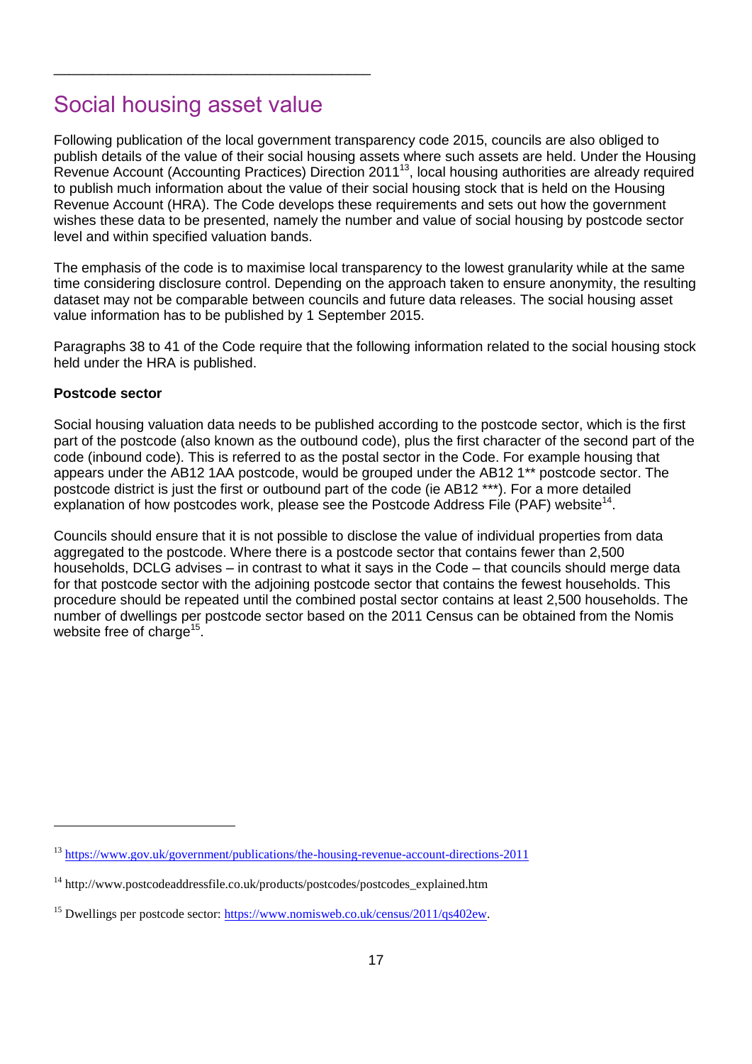## Social housing asset value

Following publication of the local government transparency code 2015, councils are also obliged to publish details of the value of their social housing assets where such assets are held. Under the Housing Revenue Account (Accounting Practices) Direction 2011[13], local housing authorities are already required to publish much information about the value of their social housing stock that is held on the Housing Revenue Account (HRA). The Code develops these requirements and sets out how the government wishes these data to be presented, namely the number and value of social housing by postcode sector level and within specified valuation bands.

The emphasis of the code is to maximise local transparency to the lowest granularity while at the same time considering disclosure control. Depending on the approach taken to ensure anonymity, the resulting dataset may not be comparable between councils and future data releases. The social housing asset value information has to be published by 1 September 2015.

Paragraphs 38 to 41 of the Code require that the following information related to the social housing stock held under the HRA is published.

**Postcode sector**

Social housing valuation data needs to be published according to the postcode sector, which is the first part of the postcode (also known as the outbound code), plus the first character of the second part of the code (inbound code). This is referred to as the postal sector in the Code. For example housing that appears under the AB12 1AA postcode, would be grouped under the AB12 1** postcode sector. The postcode district is just the first or outbound part of the code (ie AB12 ***). For a more detailed explanation of how postcodes work, please see the Postcode Address File (PAF) website[14].

Councils should ensure that it is not possible to disclose the value of individual properties from data aggregated to the postcode. Where there is a postcode sector that contains fewer than 2,500 households, DCLG advises – in contrast to what it says in the Code – that councils should merge data for that postcode sector with the adjoining postcode sector that contains the fewest households. This procedure should be repeated until the combined postal sector contains at least 2,500 households. The number of dwellings per postcode sector based on the 2011 Census can be obtained from the Nomis website free of charge[15].

---

[13] https://www.gov.uk/government/publications/the-housing-revenue-account-directions-2011

[14] http://www.postcodeaddressfile.co.uk/products/postcodes/postcodes_explained.htm

[15] Dwellings per postcode sector: https://www.nomisweb.co.uk/census/2011/qs402ew.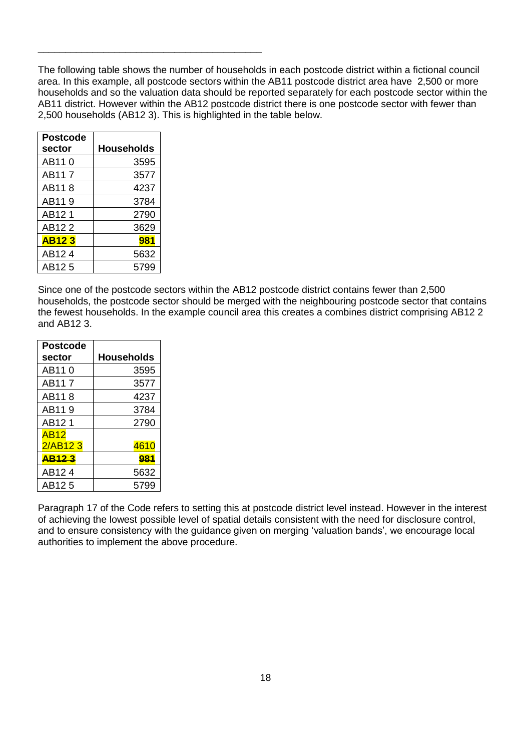---

The following table shows the number of households in each postcode district within a fictional council area. In this example, all postcode sectors within the AB11 postcode district area have  2,500 or more households and so the valuation data should be reported separately for each postcode sector within the AB11 district. However within the AB12 postcode district there is one postcode sector with fewer than 2,500 households (AB12 3). This is highlighted in the table below.

| Postcode sector | Households |
|---|---|
| AB11 0 | 3595 |
| AB11 7 | 3577 |
| AB11 8 | 4237 |
| AB11 9 | 3784 |
| AB12 1 | 2790 |
| AB12 2 | 3629 |
| **AB12 3** | **981** |
| AB12 4 | 5632 |
| AB12 5 | 5799 |

Since one of the postcode sectors within the AB12 postcode district contains fewer than 2,500 households, the postcode sector should be merged with the neighbouring postcode sector that contains the fewest households. In the example council area this creates a combines district comprising AB12 2 and AB12 3.

| Postcode sector | Households |
|---|---|
| AB11 0 | 3595 |
| AB11 7 | 3577 |
| AB11 8 | 4237 |
| AB11 9 | 3784 |
| AB12 1 | 2790 |
| AB12 2/AB12 3 | 4610 |
| ~~**AB12 3**~~ | ~~**981**~~ |
| AB12 4 | 5632 |
| AB12 5 | 5799 |

Paragraph 17 of the Code refers to setting this at postcode district level instead. However in the interest of achieving the lowest possible level of spatial details consistent with the need for disclosure control, and to ensure consistency with the guidance given on merging 'valuation bands', we encourage local authorities to implement the above procedure.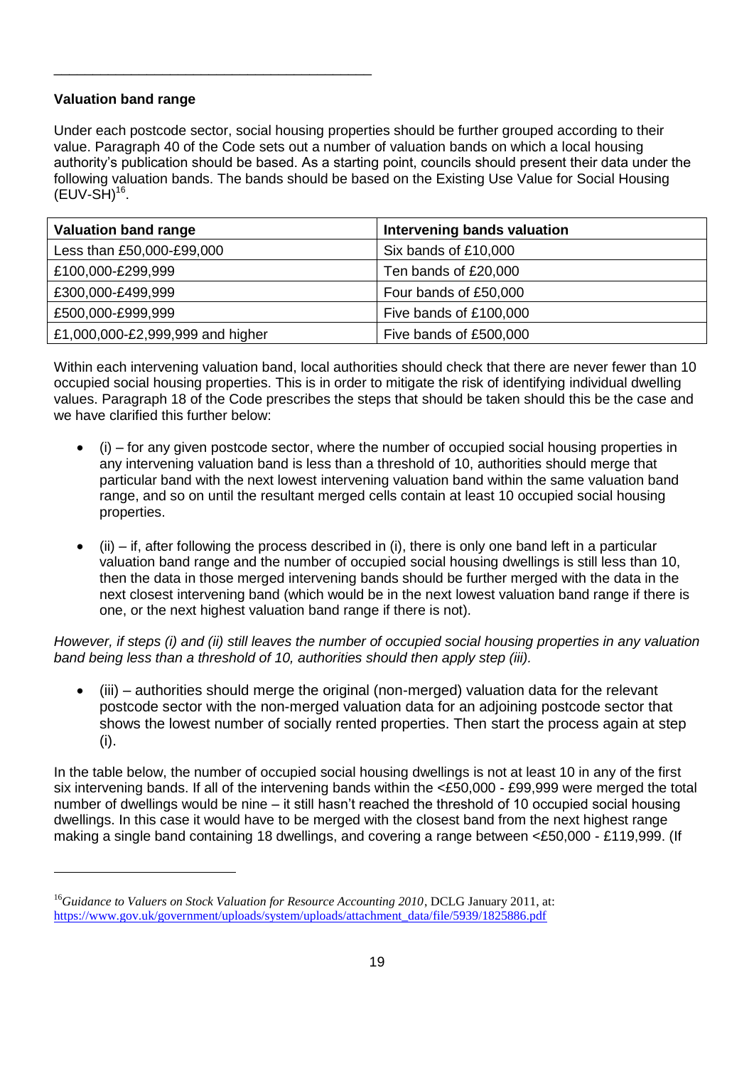### Valuation band range

Under each postcode sector, social housing properties should be further grouped according to their value. Paragraph 40 of the Code sets out a number of valuation bands on which a local housing authority's publication should be based. As a starting point, councils should present their data under the following valuation bands. The bands should be based on the Existing Use Value for Social Housing (EUV-SH)[16].

| Valuation band range | Intervening bands valuation |
| --- | --- |
| Less than £50,000-£99,000 | Six bands of £10,000 |
| £100,000-£299,999 | Ten bands of £20,000 |
| £300,000-£499,999 | Four bands of £50,000 |
| £500,000-£999,999 | Five bands of £100,000 |
| £1,000,000-£2,999,999 and higher | Five bands of £500,000 |

Within each intervening valuation band, local authorities should check that there are never fewer than 10 occupied social housing properties. This is in order to mitigate the risk of identifying individual dwelling values. Paragraph 18 of the Code prescribes the steps that should be taken should this be the case and we have clarified this further below:

- (i) – for any given postcode sector, where the number of occupied social housing properties in any intervening valuation band is less than a threshold of 10, authorities should merge that particular band with the next lowest intervening valuation band within the same valuation band range, and so on until the resultant merged cells contain at least 10 occupied social housing properties.

- (ii) – if, after following the process described in (i), there is only one band left in a particular valuation band range and the number of occupied social housing dwellings is still less than 10, then the data in those merged intervening bands should be further merged with the data in the next closest intervening band (which would be in the next lowest valuation band range if there is one, or the next highest valuation band range if there is not).

*However, if steps (i) and (ii) still leaves the number of occupied social housing properties in any valuation band being less than a threshold of 10, authorities should then apply step (iii).*

- (iii) – authorities should merge the original (non-merged) valuation data for the relevant postcode sector with the non-merged valuation data for an adjoining postcode sector that shows the lowest number of socially rented properties. Then start the process again at step (i).

In the table below, the number of occupied social housing dwellings is not at least 10 in any of the first six intervening bands. If all of the intervening bands within the <£50,000 - £99,999 were merged the total number of dwellings would be nine – it still hasn't reached the threshold of 10 occupied social housing dwellings. In this case it would have to be merged with the closest band from the next highest range making a single band containing 18 dwellings, and covering a range between <£50,000 - £119,999. (If

[16] *Guidance to Valuers on Stock Valuation for Resource Accounting 2010*, DCLG January 2011, at: https://www.gov.uk/government/uploads/system/uploads/attachment_data/file/5939/1825886.pdf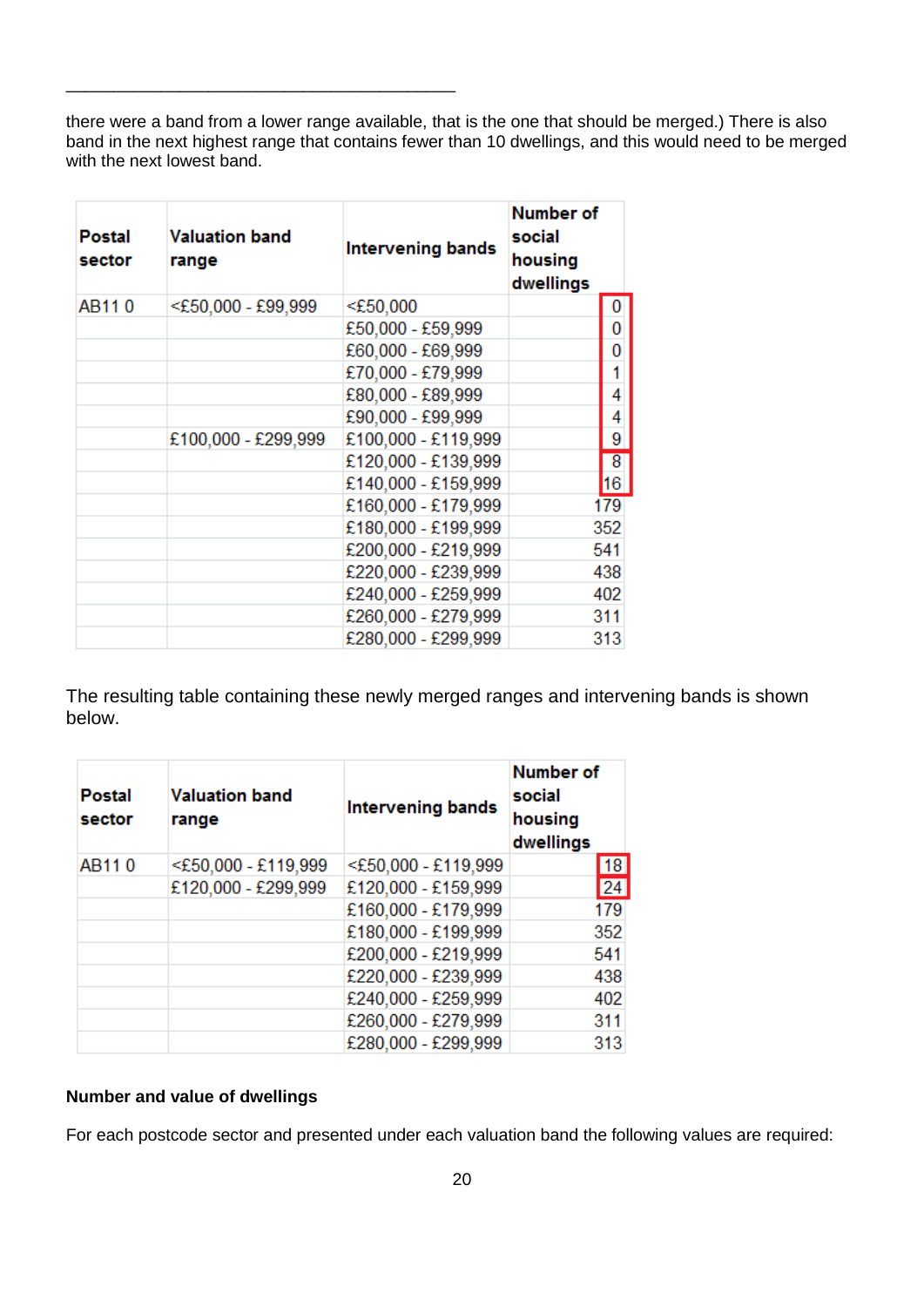there were a band from a lower range available, that is the one that should be merged.) There is also band in the next highest range that contains fewer than 10 dwellings, and this would need to be merged with the next lowest band.

| Postal sector | Valuation band range | Intervening bands | Number of social housing dwellings |
|---|---|---|---|
| AB11 0 | <£50,000 - £99,999 | <£50,000 | 0 |
| | | £50,000 - £59,999 | 0 |
| | | £60,000 - £69,999 | 0 |
| | | £70,000 - £79,999 | 1 |
| | | £80,000 - £89,999 | 4 |
| | | £90,000 - £99,999 | 4 |
| | £100,000 - £299,999 | £100,000 - £119,999 | 9 |
| | | £120,000 - £139,999 | 8 |
| | | £140,000 - £159,999 | 16 |
| | | £160,000 - £179,999 | 179 |
| | | £180,000 - £199,999 | 352 |
| | | £200,000 - £219,999 | 541 |
| | | £220,000 - £239,999 | 438 |
| | | £240,000 - £259,999 | 402 |
| | | £260,000 - £279,999 | 311 |
| | | £280,000 - £299,999 | 313 |

The resulting table containing these newly merged ranges and intervening bands is shown below.

| Postal sector | Valuation band range | Intervening bands | Number of social housing dwellings |
|---|---|---|---|
| AB11 0 | <£50,000 - £119,999 | <£50,000 - £119,999 | 18 |
| | £120,000 - £299,999 | £120,000 - £159,999 | 24 |
| | | £160,000 - £179,999 | 179 |
| | | £180,000 - £199,999 | 352 |
| | | £200,000 - £219,999 | 541 |
| | | £220,000 - £239,999 | 438 |
| | | £240,000 - £259,999 | 402 |
| | | £260,000 - £279,999 | 311 |
| | | £280,000 - £299,999 | 313 |

**Number and value of dwellings**

For each postcode sector and presented under each valuation band the following values are required: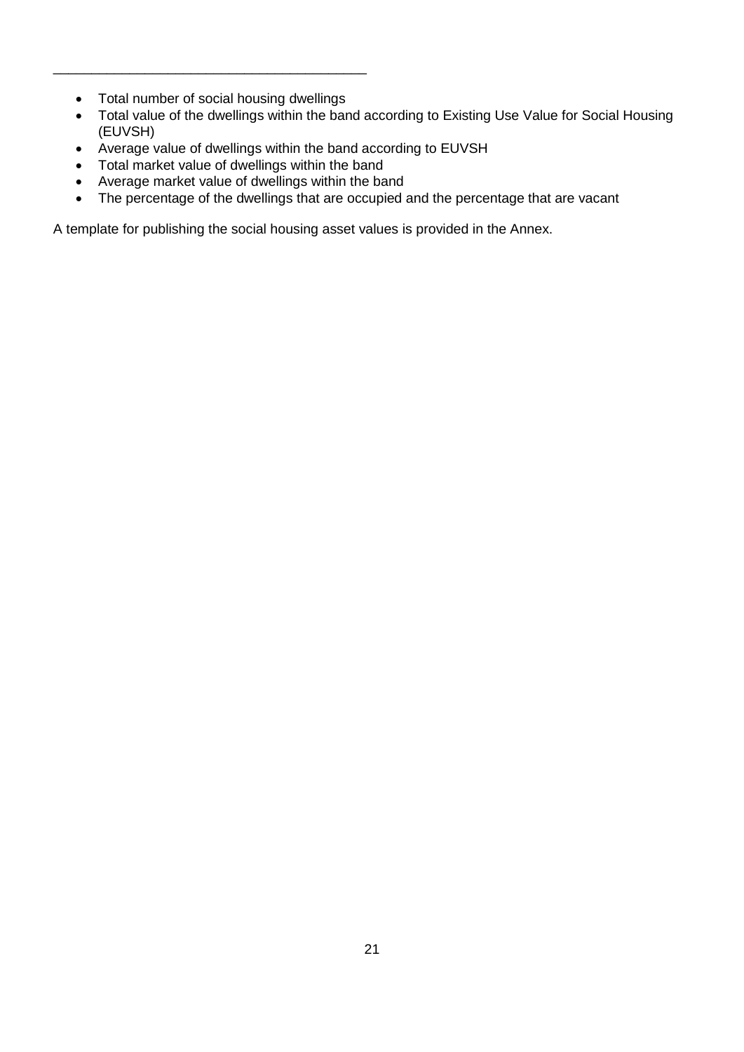- Total number of social housing dwellings
- Total value of the dwellings within the band according to Existing Use Value for Social Housing (EUVSH)
- Average value of dwellings within the band according to EUVSH
- Total market value of dwellings within the band
- Average market value of dwellings within the band
- The percentage of the dwellings that are occupied and the percentage that are vacant

A template for publishing the social housing asset values is provided in the Annex.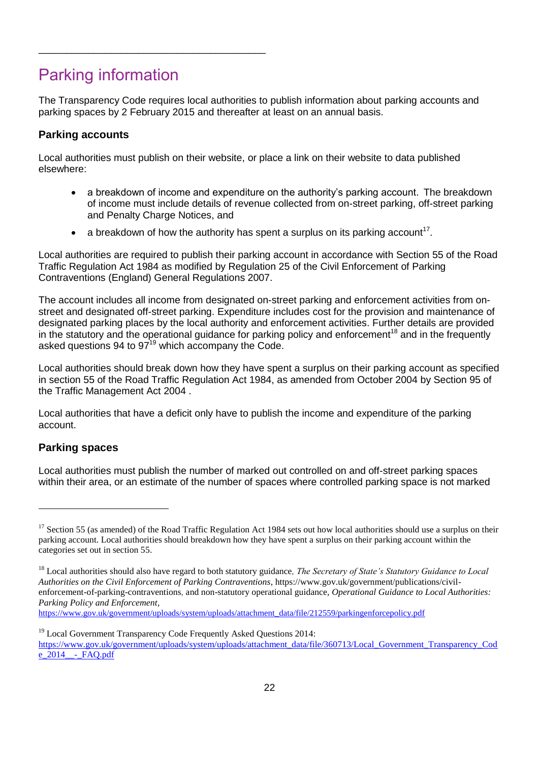# Parking information

The Transparency Code requires local authorities to publish information about parking accounts and parking spaces by 2 February 2015 and thereafter at least on an annual basis.

### Parking accounts

Local authorities must publish on their website, or place a link on their website to data published elsewhere:

- a breakdown of income and expenditure on the authority's parking account. The breakdown of income must include details of revenue collected from on-street parking, off-street parking and Penalty Charge Notices, and
- a breakdown of how the authority has spent a surplus on its parking account[17].

Local authorities are required to publish their parking account in accordance with Section 55 of the Road Traffic Regulation Act 1984 as modified by Regulation 25 of the Civil Enforcement of Parking Contraventions (England) General Regulations 2007.

The account includes all income from designated on-street parking and enforcement activities from on-street and designated off-street parking. Expenditure includes cost for the provision and maintenance of designated parking places by the local authority and enforcement activities. Further details are provided in the statutory and the operational guidance for parking policy and enforcement[18] and in the frequently asked questions 94 to 97[19] which accompany the Code.

Local authorities should break down how they have spent a surplus on their parking account as specified in section 55 of the Road Traffic Regulation Act 1984, as amended from October 2004 by Section 95 of the Traffic Management Act 2004 .

Local authorities that have a deficit only have to publish the income and expenditure of the parking account.

### Parking spaces

Local authorities must publish the number of marked out controlled on and off-street parking spaces within their area, or an estimate of the number of spaces where controlled parking space is not marked

---

[17] Section 55 (as amended) of the Road Traffic Regulation Act 1984 sets out how local authorities should use a surplus on their parking account. Local authorities should breakdown how they have spent a surplus on their parking account within the categories set out in section 55.

[18] Local authorities should also have regard to both statutory guidance, *The Secretary of State's Statutory Guidance to Local Authorities on the Civil Enforcement of Parking Contraventions*, https://www.gov.uk/government/publications/civil-enforcement-of-parking-contraventions, and non-statutory operational guidance, *Operational Guidance to Local Authorities: Parking Policy and Enforcement*, https://www.gov.uk/government/uploads/system/uploads/attachment_data/file/212559/parkingenforcepolicy.pdf

[19] Local Government Transparency Code Frequently Asked Questions 2014: https://www.gov.uk/government/uploads/system/uploads/attachment_data/file/360713/Local_Government_Transparency_Code_2014__-_FAQ.pdf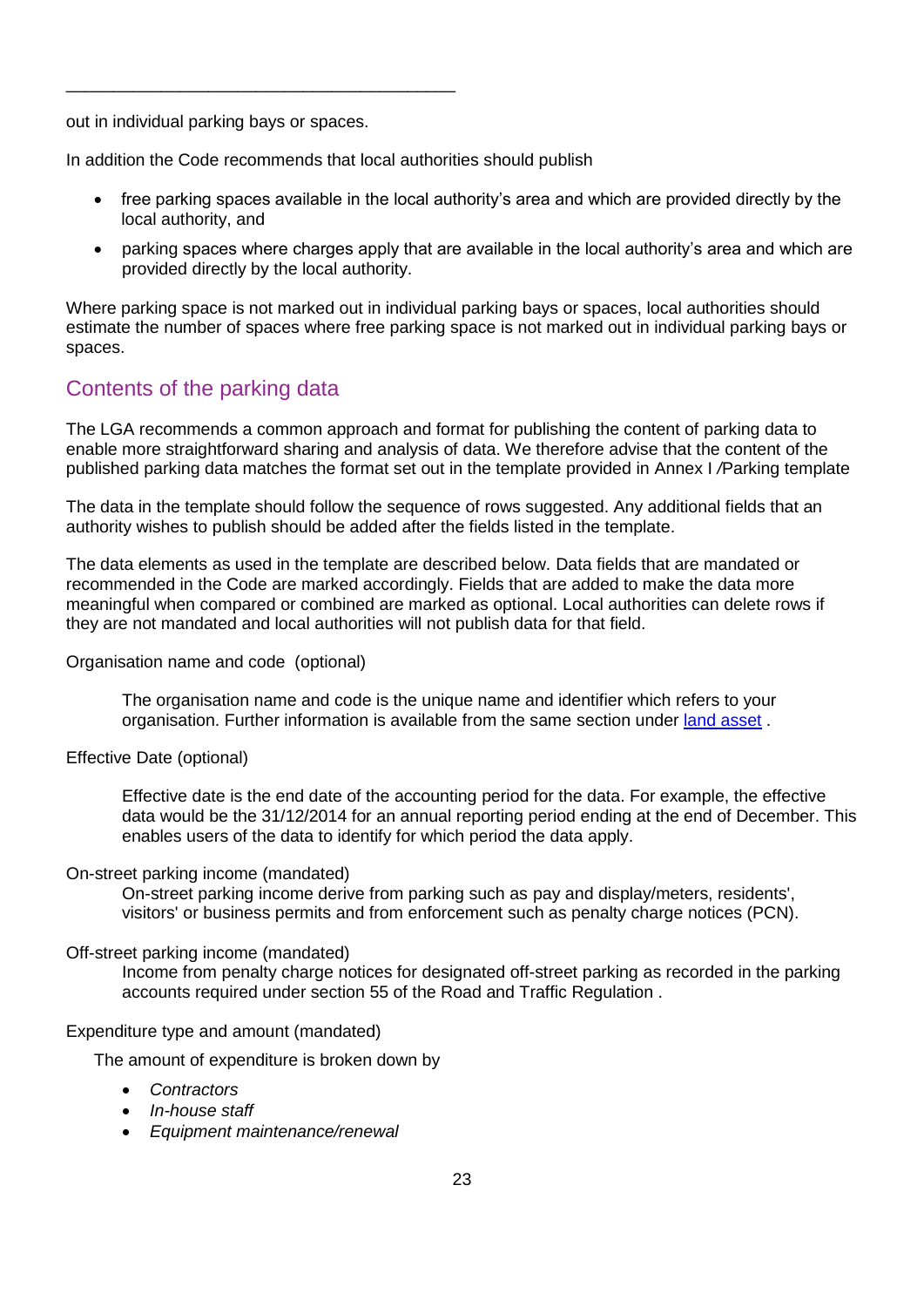out in individual parking bays or spaces.

In addition the Code recommends that local authorities should publish

- free parking spaces available in the local authority's area and which are provided directly by the local authority, and
- parking spaces where charges apply that are available in the local authority's area and which are provided directly by the local authority.

Where parking space is not marked out in individual parking bays or spaces, local authorities should estimate the number of spaces where free parking space is not marked out in individual parking bays or spaces.

## Contents of the parking data

The LGA recommends a common approach and format for publishing the content of parking data to enable more straightforward sharing and analysis of data. We therefore advise that the content of the published parking data matches the format set out in the template provided in Annex I /Parking template

The data in the template should follow the sequence of rows suggested. Any additional fields that an authority wishes to publish should be added after the fields listed in the template.

The data elements as used in the template are described below. Data fields that are mandated or recommended in the Code are marked accordingly. Fields that are added to make the data more meaningful when compared or combined are marked as optional. Local authorities can delete rows if they are not mandated and local authorities will not publish data for that field.

Organisation name and code (optional)

> The organisation name and code is the unique name and identifier which refers to your organisation. Further information is available from the same section under [land asset](land asset) .

Effective Date (optional)

> Effective date is the end date of the accounting period for the data. For example, the effective data would be the 31/12/2014 for an annual reporting period ending at the end of December. This enables users of the data to identify for which period the data apply.

On-street parking income (mandated)

> On-street parking income derive from parking such as pay and display/meters, residents', visitors' or business permits and from enforcement such as penalty charge notices (PCN).

Off-street parking income (mandated)

> Income from penalty charge notices for designated off-street parking as recorded in the parking accounts required under section 55 of the Road and Traffic Regulation .

Expenditure type and amount (mandated)

The amount of expenditure is broken down by

- *Contractors*
- *In-house staff*
- *Equipment maintenance/renewal*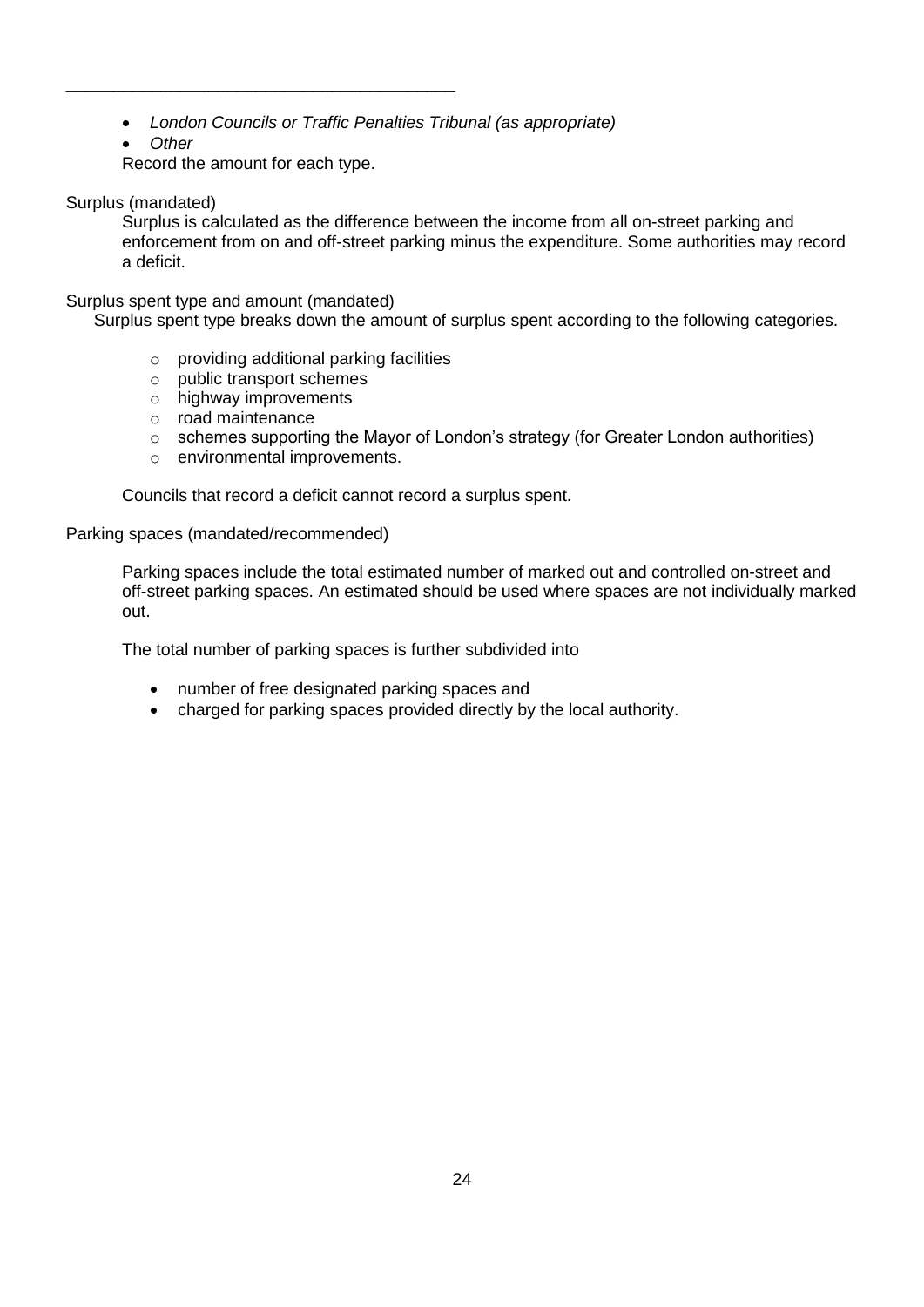---

- *London Councils or Traffic Penalties Tribunal (as appropriate)*
- *Other*

Record the amount for each type.

Surplus (mandated)

Surplus is calculated as the difference between the income from all on-street parking and enforcement from on and off-street parking minus the expenditure. Some authorities may record a deficit.

Surplus spent type and amount (mandated)

Surplus spent type breaks down the amount of surplus spent according to the following categories.

- providing additional parking facilities
- public transport schemes
- highway improvements
- road maintenance
- schemes supporting the Mayor of London's strategy (for Greater London authorities)
- environmental improvements.

Councils that record a deficit cannot record a surplus spent.

Parking spaces (mandated/recommended)

Parking spaces include the total estimated number of marked out and controlled on-street and off-street parking spaces. An estimated should be used where spaces are not individually marked out.

The total number of parking spaces is further subdivided into

- number of free designated parking spaces and
- charged for parking spaces provided directly by the local authority.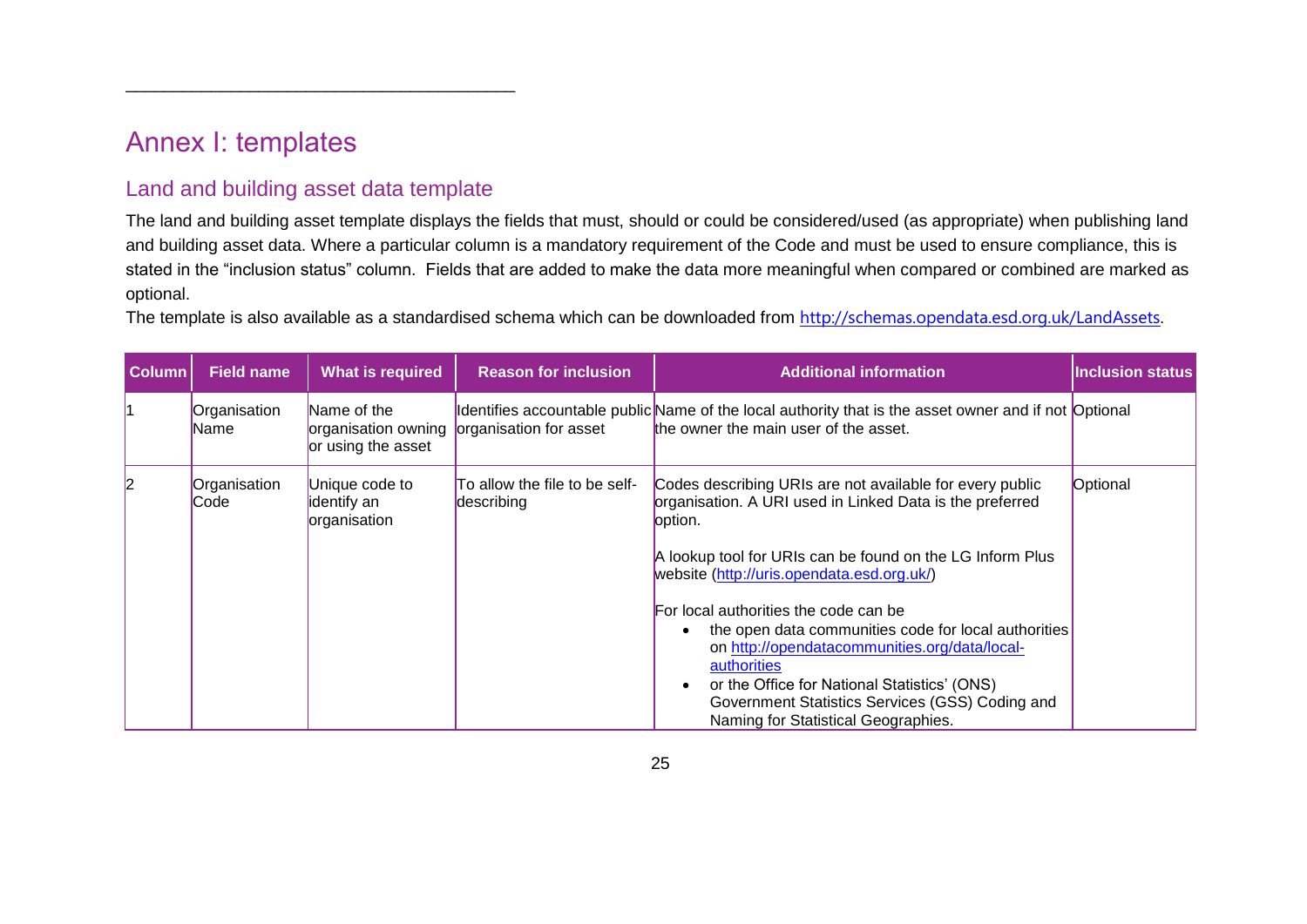# Annex I: templates

## Land and building asset data template

The land and building asset template displays the fields that must, should or could be considered/used (as appropriate) when publishing land and building asset data. Where a particular column is a mandatory requirement of the Code and must be used to ensure compliance, this is stated in the "inclusion status" column. Fields that are added to make the data more meaningful when compared or combined are marked as optional.

The template is also available as a standardised schema which can be downloaded from http://schemas.opendata.esd.org.uk/LandAssets.

| Column | Field name | What is required | Reason for inclusion | Additional information | Inclusion status |
|---|---|---|---|---|---|
| 1 | Organisation Name | Name of the organisation owning or using the asset | Identifies accountable public organisation for asset | Name of the local authority that is the asset owner and if not the owner the main user of the asset. | Optional |
| 2 | Organisation Code | Unique code to identify an organisation | To allow the file to be self-describing | Codes describing URIs are not available for every public organisation. A URI used in Linked Data is the preferred option.<br><br>A lookup tool for URIs can be found on the LG Inform Plus website (http://uris.opendata.esd.org.uk/)<br><br>For local authorities the code can be<br>• the open data communities code for local authorities on http://opendatacommunities.org/data/local-authorities<br>• or the Office for National Statistics' (ONS) Government Statistics Services (GSS) Coding and Naming for Statistical Geographies. | Optional |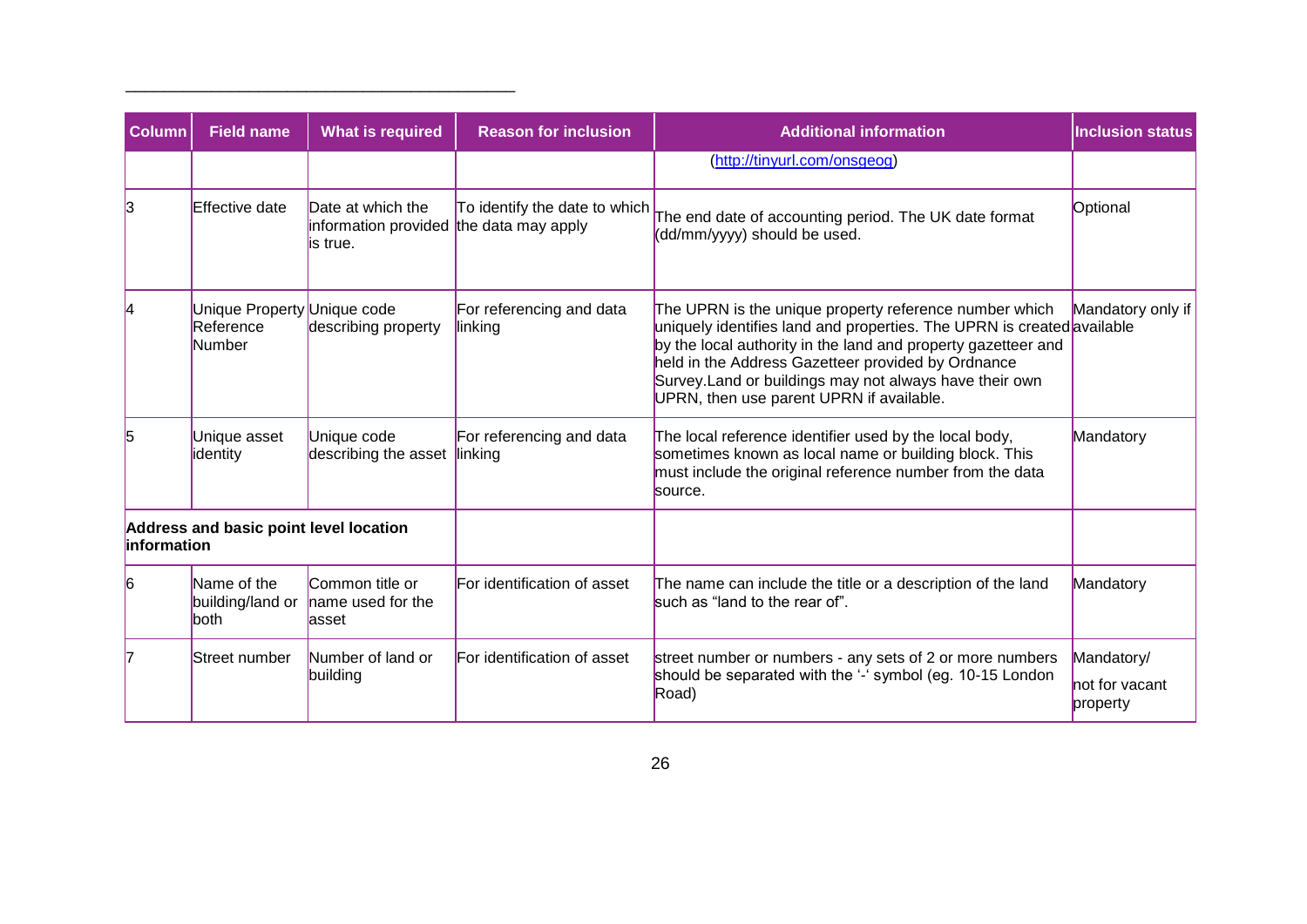| Column | Field name | What is required | Reason for inclusion | Additional information | Inclusion status |
|---|---|---|---|---|---|
| | | | | (http://tinyurl.com/onsgeog) | |
| 3 | Effective date | Date at which the information provided is true. | To identify the date to which the data may apply | The end date of accounting period. The UK date format (dd/mm/yyyy) should be used. | Optional |
| 4 | Unique Property Reference Number | Unique code describing property | For referencing and data linking | The UPRN is the unique property reference number which uniquely identifies land and properties. The UPRN is created by the local authority in the land and property gazetteer and held in the Address Gazetteer provided by Ordnance Survey.Land or buildings may not always have their own UPRN, then use parent UPRN if available. | Mandatory only if available |
| 5 | Unique asset identity | Unique code describing the asset | For referencing and data linking | The local reference identifier used by the local body, sometimes known as local name or building block. This must include the original reference number from the data source. | Mandatory |
| **Address and basic point level location information** | | | | | |
| 6 | Name of the building/land or both | Common title or name used for the asset | For identification of asset | The name can include the title or a description of the land such as "land to the rear of". | Mandatory |
| 7 | Street number | Number of land or building | For identification of asset | street number or numbers - any sets of 2 or more numbers should be separated with the '-' symbol (eg. 10-15 London Road) | Mandatory/ not for vacant property |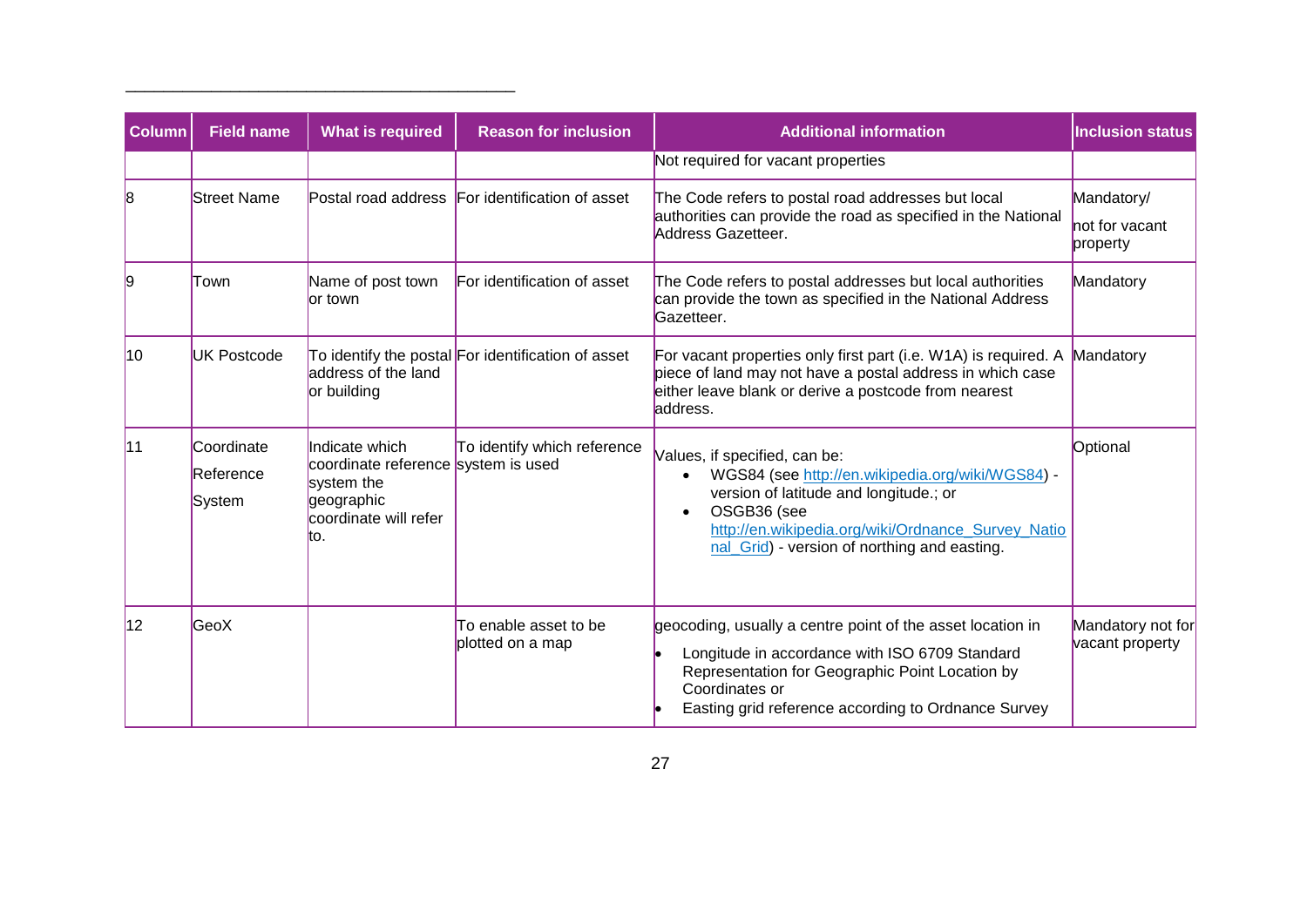| Column | Field name | What is required | Reason for inclusion | Additional information | Inclusion status |
|---|---|---|---|---|---|
| | | | | Not required for vacant properties | |
| 8 | Street Name | Postal road address | For identification of asset | The Code refers to postal road addresses but local authorities can provide the road as specified in the National Address Gazetteer. | Mandatory/ not for vacant property |
| 9 | Town | Name of post town or town | For identification of asset | The Code refers to postal addresses but local authorities can provide the town as specified in the National Address Gazetteer. | Mandatory |
| 10 | UK Postcode | To identify the postal address of the land or building | For identification of asset | For vacant properties only first part (i.e. W1A) is required. A piece of land may not have a postal address in which case either leave blank or derive a postcode from nearest address. | Mandatory |
| 11 | Coordinate Reference System | Indicate which coordinate reference system the geographic coordinate will refer to. | To identify which reference system is used | Values, if specified, can be: <br>• WGS84 (see http://en.wikipedia.org/wiki/WGS84) - version of latitude and longitude.; or <br>• OSGB36 (see http://en.wikipedia.org/wiki/Ordnance_Survey_National_Grid) - version of northing and easting. | Optional |
| 12 | GeoX | | To enable asset to be plotted on a map | geocoding, usually a centre point of the asset location in <br>• Longitude in accordance with ISO 6709 Standard Representation for Geographic Point Location by Coordinates or <br>• Easting grid reference according to Ordnance Survey | Mandatory not for vacant property |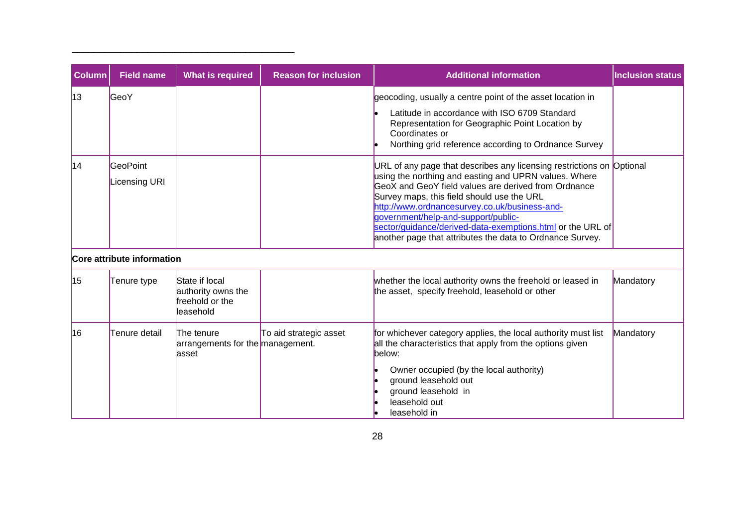| Column | Field name | What is required | Reason for inclusion | Additional information | Inclusion status |
|---|---|---|---|---|---|
| 13 | GeoY | | | geocoding, usually a centre point of the asset location in<br>• Latitude in accordance with ISO 6709 Standard Representation for Geographic Point Location by Coordinates or<br>• Northing grid reference according to Ordnance Survey | |
| 14 | GeoPoint Licensing URI | | | URL of any page that describes any licensing restrictions on using the northing and easting and UPRN values. Where GeoX and GeoY field values are derived from Ordnance Survey maps, this field should use the URL [http://www.ordnancesurvey.co.uk/business-and-government/help-and-support/public-sector/guidance/derived-data-exemptions.html](http://www.ordnancesurvey.co.uk/business-and-government/help-and-support/public-sector/guidance/derived-data-exemptions.html) or the URL of another page that attributes the data to Ordnance Survey. | Optional |
| **Core attribute information** | | | | | |
| 15 | Tenure type | State if local authority owns the freehold or the leasehold | | whether the local authority owns the freehold or leased in the asset, specify freehold, leasehold or other | Mandatory |
| 16 | Tenure detail | The tenure arrangements for the asset | To aid strategic asset management. | for whichever category applies, the local authority must list all the characteristics that apply from the options given below:<br>• Owner occupied (by the local authority)<br>• ground leasehold out<br>• ground leasehold in<br>• leasehold out<br>• leasehold in | Mandatory |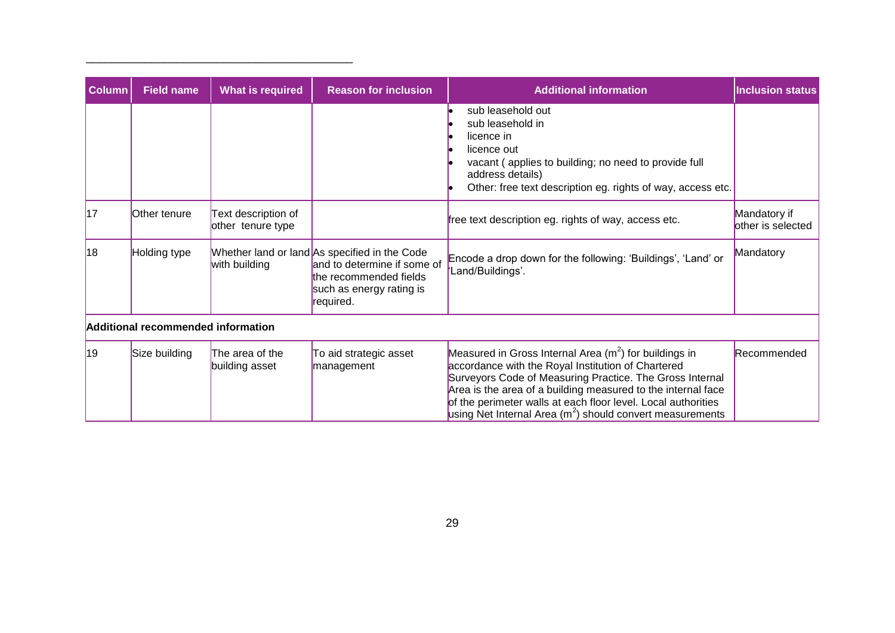| Column | Field name | What is required | Reason for inclusion | Additional information | Inclusion status |
|---|---|---|---|---|---|
| | | | | • sub leasehold out<br>• sub leasehold in<br>• licence in<br>• licence out<br>• vacant ( applies to building; no need to provide full address details)<br>• Other: free text description eg. rights of way, access etc. | |
| 17 | Other tenure | Text description of other tenure type | | free text description eg. rights of way, access etc. | Mandatory if other is selected |
| 18 | Holding type | Whether land or land with building | As specified in the Code and to determine if some of the recommended fields such as energy rating is required. | Encode a drop down for the following: 'Buildings', 'Land' or 'Land/Buildings'. | Mandatory |
| **Additional recommended information** | | | | | |
| 19 | Size building | The area of the building asset | To aid strategic asset management | Measured in Gross Internal Area ($m^2$) for buildings in accordance with the Royal Institution of Chartered Surveyors Code of Measuring Practice. The Gross Internal Area is the area of a building measured to the internal face of the perimeter walls at each floor level. Local authorities using Net Internal Area ($m^2$) should convert measurements | Recommended |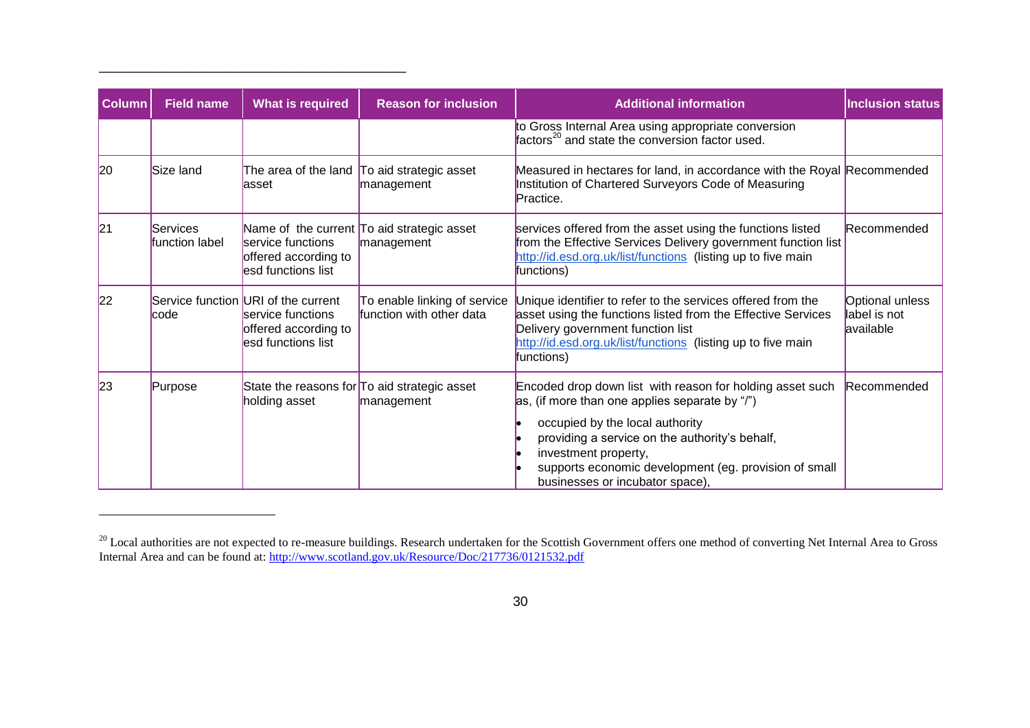| Column | Field name | What is required | Reason for inclusion | Additional information | Inclusion status |
|---|---|---|---|---|---|
| | | | | to Gross Internal Area using appropriate conversion factors[20] and state the conversion factor used. | |
| 20 | Size land | The area of the land asset | To aid strategic asset management | Measured in hectares for land, in accordance with the Royal Institution of Chartered Surveyors Code of Measuring Practice. | Recommended |
| 21 | Services function label | Name of the current service functions offered according to esd functions list | To aid strategic asset management | services offered from the asset using the functions listed from the Effective Services Delivery government function list http://id.esd.org.uk/list/functions (listing up to five main functions) | Recommended |
| 22 | Service function code | URI of the current service functions offered according to esd functions list | To enable linking of service function with other data | Unique identifier to refer to the services offered from the asset using the functions listed from the Effective Services Delivery government function list http://id.esd.org.uk/list/functions (listing up to five main functions) | Optional unless label is not available |
| 23 | Purpose | State the reasons for holding asset | To aid strategic asset management | Encoded drop down list with reason for holding asset such as, (if more than one applies separate by "/") <br>• occupied by the local authority <br>• providing a service on the authority's behalf, <br>• investment property, <br>• supports economic development (eg. provision of small businesses or incubator space), | Recommended |

[20] Local authorities are not expected to re-measure buildings. Research undertaken for the Scottish Government offers one method of converting Net Internal Area to Gross Internal Area and can be found at: http://www.scotland.gov.uk/Resource/Doc/217736/0121532.pdf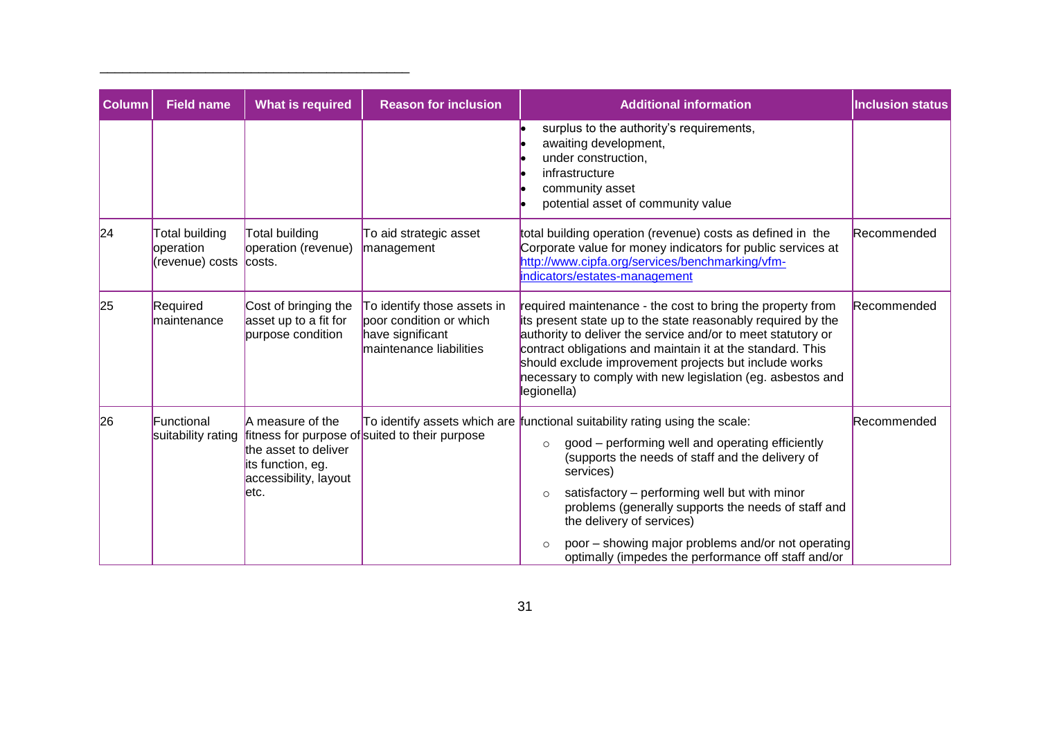| Column | Field name | What is required | Reason for inclusion | Additional information | Inclusion status |
|---|---|---|---|---|---|
| | | | | • surplus to the authority's requirements,<br>• awaiting development,<br>• under construction,<br>• infrastructure<br>• community asset<br>• potential asset of community value | |
| 24 | Total building operation (revenue) costs | Total building operation (revenue) costs. | To aid strategic asset management | total building operation (revenue) costs as defined in the Corporate value for money indicators for public services at http://www.cipfa.org/services/benchmarking/vfm-indicators/estates-management | Recommended |
| 25 | Required maintenance | Cost of bringing the asset up to a fit for purpose condition | To identify those assets in poor condition or which have significant maintenance liabilities | required maintenance - the cost to bring the property from its present state up to the state reasonably required by the authority to deliver the service and/or to meet statutory or contract obligations and maintain it at the standard. This should exclude improvement projects but include works necessary to comply with new legislation (eg. asbestos and legionella) | Recommended |
| 26 | Functional suitability rating | A measure of the fitness for purpose of the asset to deliver its function, eg. accessibility, layout etc. | To identify assets which are suited to their purpose | functional suitability rating using the scale:<br>◦ good – performing well and operating efficiently (supports the needs of staff and the delivery of services)<br>◦ satisfactory – performing well but with minor problems (generally supports the needs of staff and the delivery of services)<br>◦ poor – showing major problems and/or not operating optimally (impedes the performance off staff and/or | Recommended |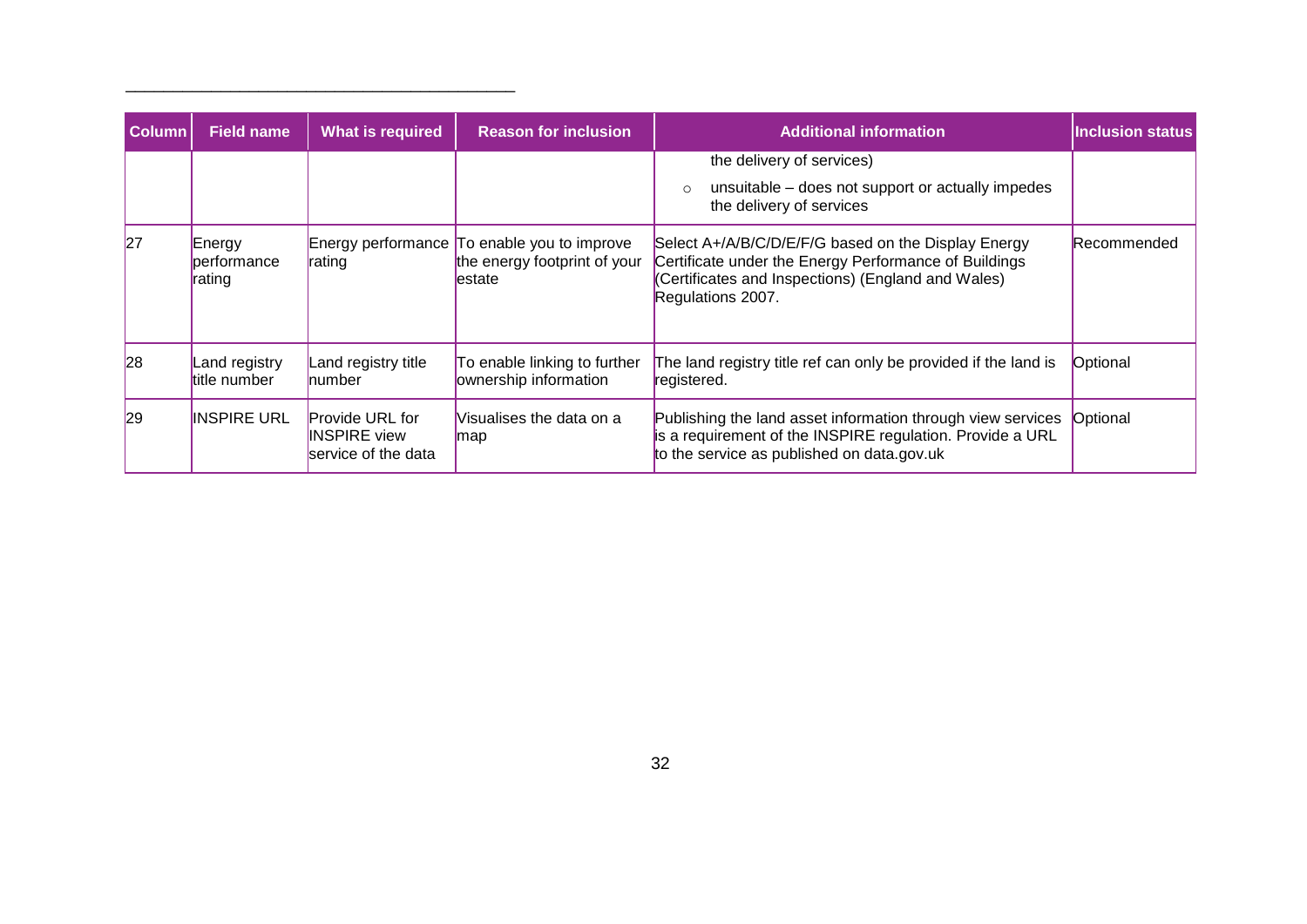| Column | Field name | What is required | Reason for inclusion | Additional information | Inclusion status |
|---|---|---|---|---|---|
| | | | | the delivery of services)<br>○ unsuitable – does not support or actually impedes the delivery of services | |
| 27 | Energy performance rating | Energy performance rating | To enable you to improve the energy footprint of your estate | Select A+/A/B/C/D/E/F/G based on the Display Energy Certificate under the Energy Performance of Buildings (Certificates and Inspections) (England and Wales) Regulations 2007. | Recommended |
| 28 | Land registry title number | Land registry title number | To enable linking to further ownership information | The land registry title ref can only be provided if the land is registered. | Optional |
| 29 | INSPIRE URL | Provide URL for INSPIRE view service of the data | Visualises the data on a map | Publishing the land asset information through view services is a requirement of the INSPIRE regulation. Provide a URL to the service as published on data.gov.uk | Optional |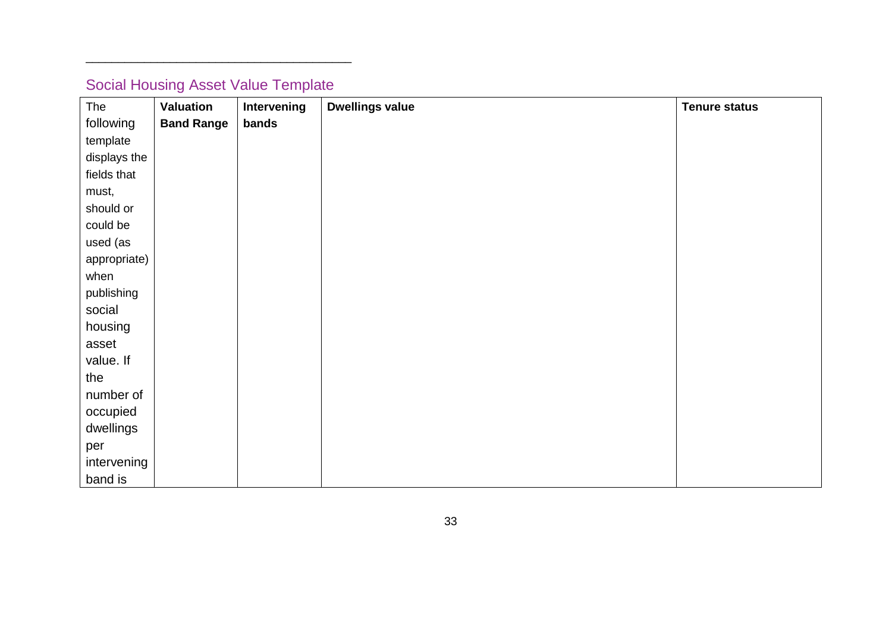## Social Housing Asset Value Template

| The following template displays the fields that must, should or could be used (as appropriate) when publishing social housing asset value. If the number of occupied dwellings per intervening band is | **Valuation Band Range** | **Intervening bands** | **Dwellings value** | **Tenure status** |
|---|---|---|---|---|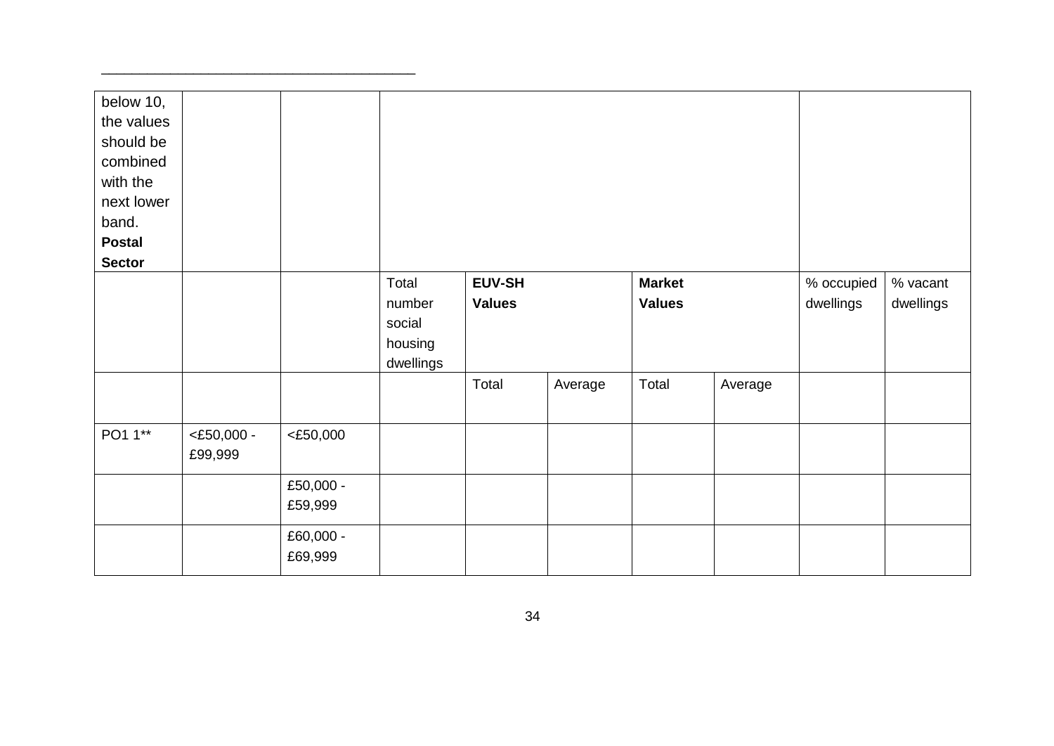____________________________________

| below 10, the values should be combined with the next lower band. **Postal Sector** | | | | | | | | | |
|---|---|---|---|---|---|---|---|---|---|
| | | | Total number social housing dwellings | **EUV-SH Values** | | **Market Values** | | % occupied dwellings | % vacant dwellings |
| | | | | Total | Average | Total | Average | | |
| PO1 1** | <£50,000 - £99,999 | <£50,000 | | | | | | | |
| | | £50,000 - £59,999 | | | | | | | |
| | | £60,000 - £69,999 | | | | | | | |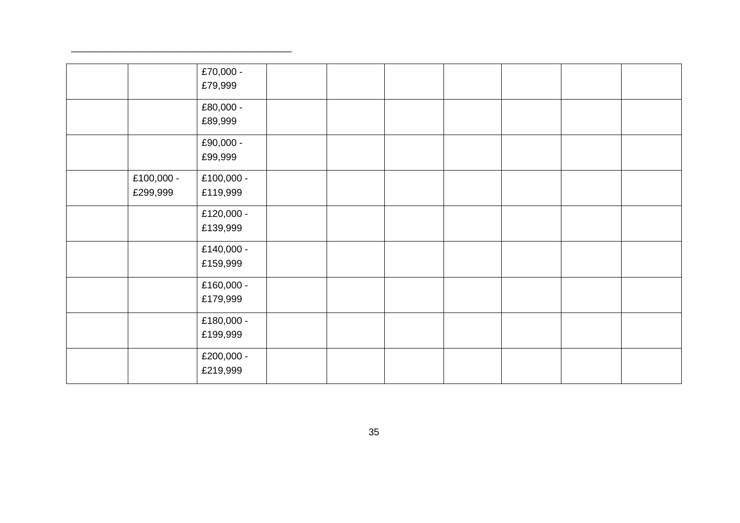| | | | | | | | | | |
|---|---|---|---|---|---|---|---|---|---|
| | | £70,000 - £79,999 | | | | | | | |
| | | £80,000 - £89,999 | | | | | | | |
| | | £90,000 - £99,999 | | | | | | | |
| | £100,000 - £299,999 | £100,000 - £119,999 | | | | | | | |
| | | £120,000 - £139,999 | | | | | | | |
| | | £140,000 - £159,999 | | | | | | | |
| | | £160,000 - £179,999 | | | | | | | |
| | | £180,000 - £199,999 | | | | | | | |
| | | £200,000 - £219,999 | | | | | | | |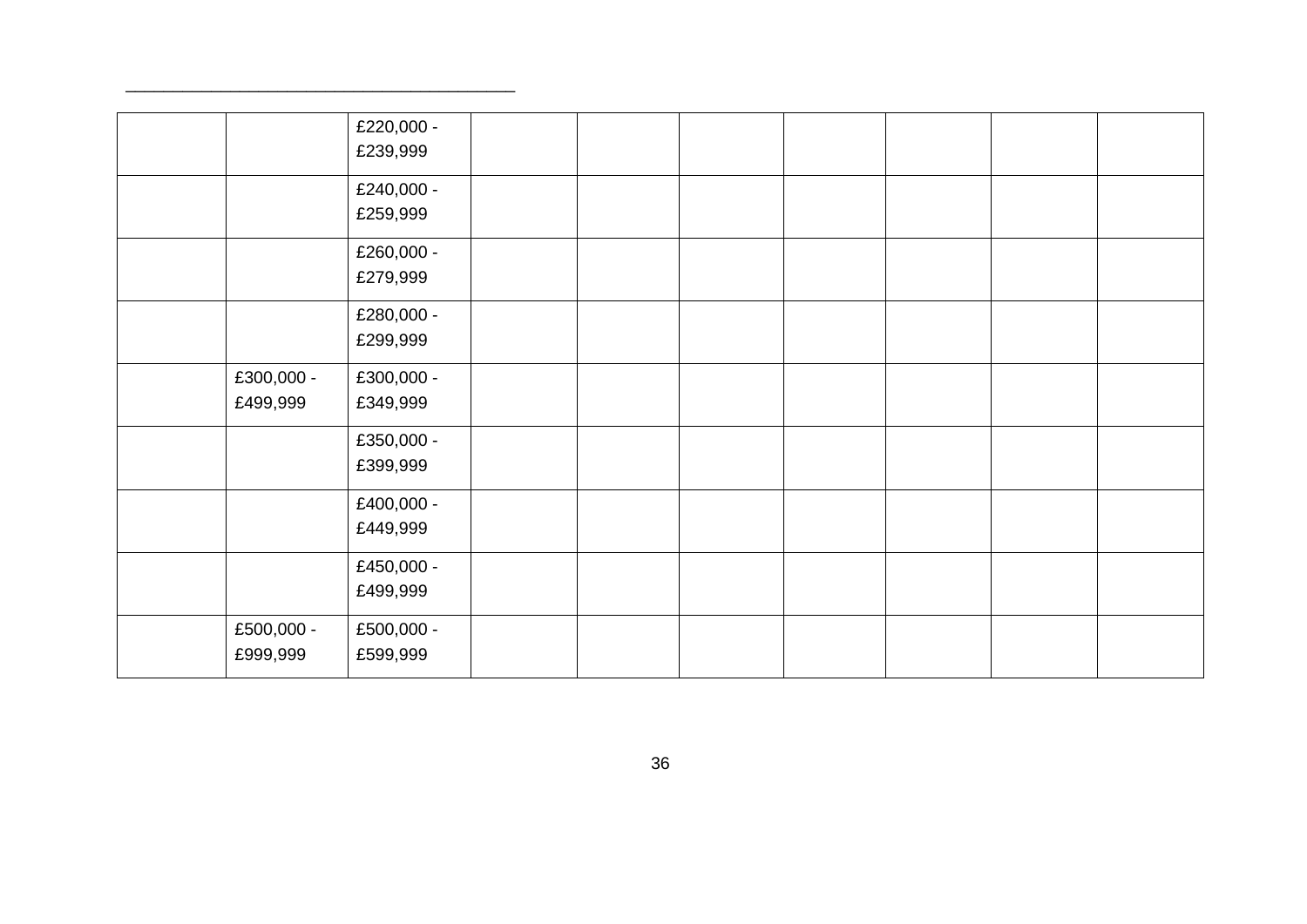| | | | | | | | | | |
|---|---|---|---|---|---|---|---|---|---|
| | | £220,000 - £239,999 | | | | | | | |
| | | £240,000 - £259,999 | | | | | | | |
| | | £260,000 - £279,999 | | | | | | | |
| | | £280,000 - £299,999 | | | | | | | |
| | £300,000 - £499,999 | £300,000 - £349,999 | | | | | | | |
| | | £350,000 - £399,999 | | | | | | | |
| | | £400,000 - £449,999 | | | | | | | |
| | | £450,000 - £499,999 | | | | | | | |
| | £500,000 - £999,999 | £500,000 - £599,999 | | | | | | | |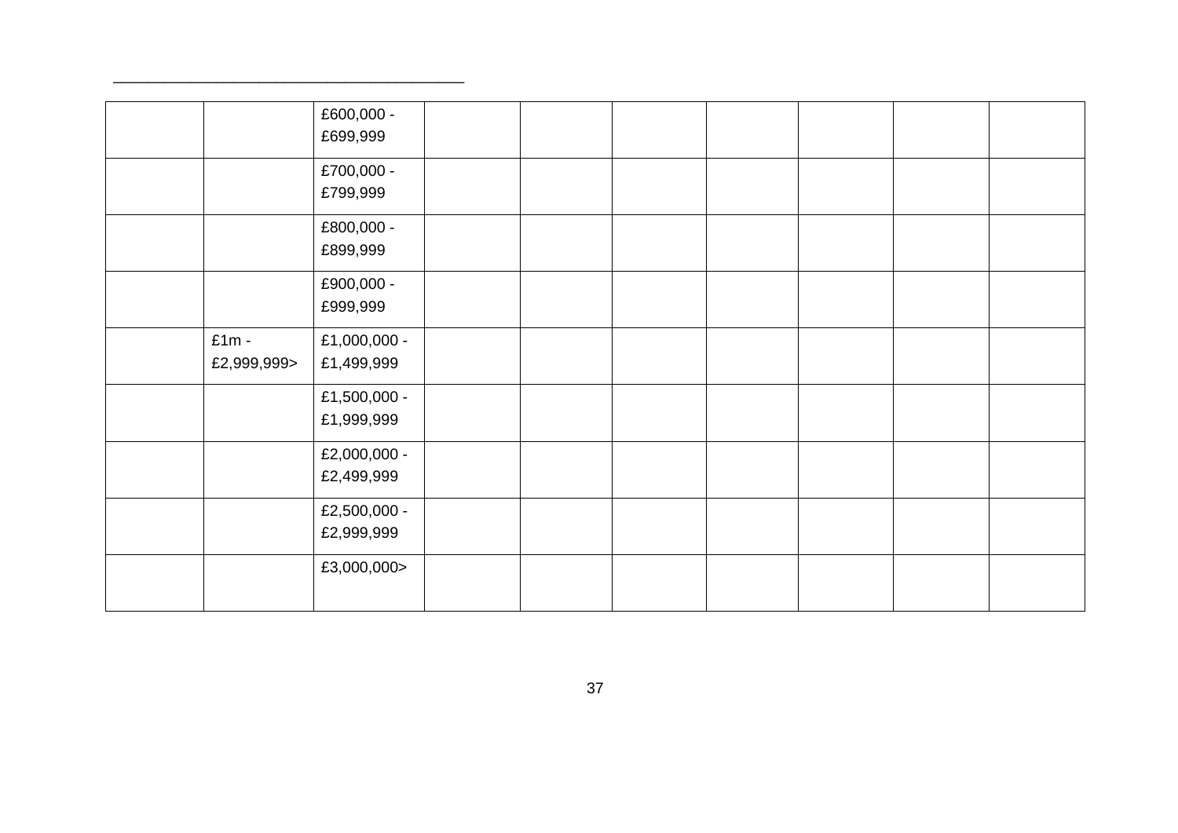| | | | | | | | | | |
|---|---|---|---|---|---|---|---|---|---|
| | | £600,000 - £699,999 | | | | | | | |
| | | £700,000 - £799,999 | | | | | | | |
| | | £800,000 - £899,999 | | | | | | | |
| | | £900,000 - £999,999 | | | | | | | |
| | £1m - £2,999,999> | £1,000,000 - £1,499,999 | | | | | | | |
| | | £1,500,000 - £1,999,999 | | | | | | | |
| | | £2,000,000 - £2,499,999 | | | | | | | |
| | | £2,500,000 - £2,999,999 | | | | | | | |
| | | £3,000,000> | | | | | | | |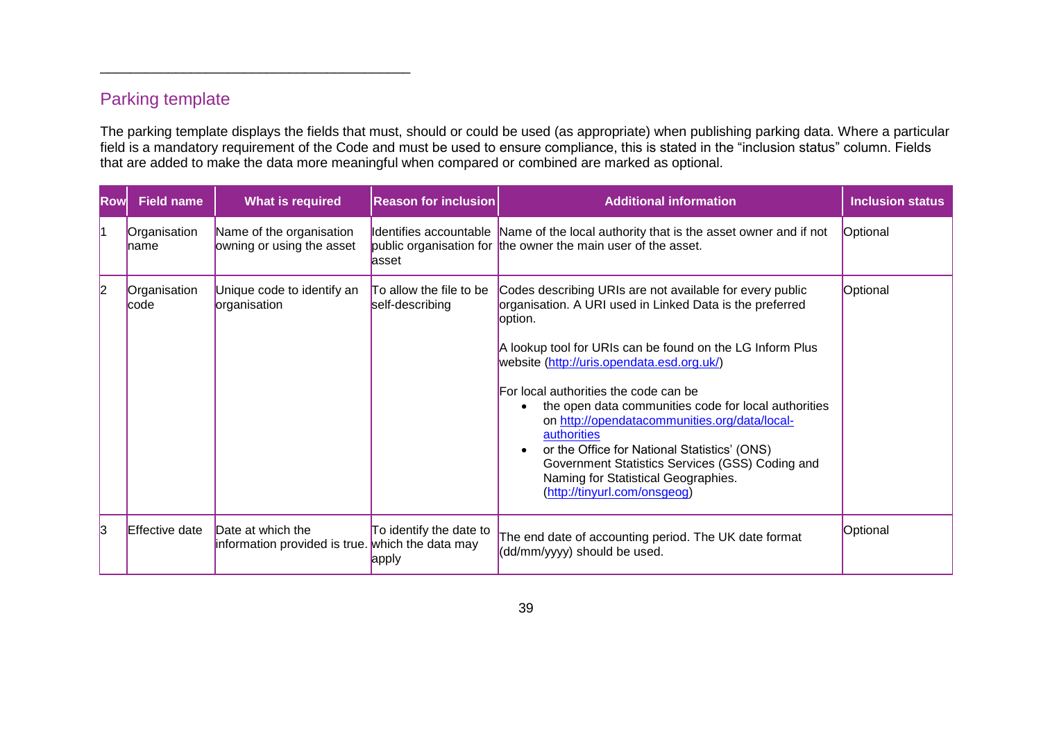## Parking template

The parking template displays the fields that must, should or could be used (as appropriate) when publishing parking data. Where a particular field is a mandatory requirement of the Code and must be used to ensure compliance, this is stated in the "inclusion status" column. Fields that are added to make the data more meaningful when compared or combined are marked as optional.

| Row | Field name | What is required | Reason for inclusion | Additional information | Inclusion status |
|---|---|---|---|---|---|
| 1 | Organisation name | Name of the organisation owning or using the asset | Identifies accountable public organisation for asset | Name of the local authority that is the asset owner and if not the owner the main user of the asset. | Optional |
| 2 | Organisation code | Unique code to identify an organisation | To allow the file to be self-describing | Codes describing URIs are not available for every public organisation. A URI used in Linked Data is the preferred option.<br><br>A lookup tool for URIs can be found on the LG Inform Plus website (http://uris.opendata.esd.org.uk/)<br><br>For local authorities the code can be<br>• the open data communities code for local authorities on http://opendatacommunities.org/data/local-authorities<br>• or the Office for National Statistics' (ONS) Government Statistics Services (GSS) Coding and Naming for Statistical Geographies. (http://tinyurl.com/onsgeog) | Optional |
| 3 | Effective date | Date at which the information provided is true. | To identify the date to which the data may apply | The end date of accounting period. The UK date format (dd/mm/yyyy) should be used. | Optional |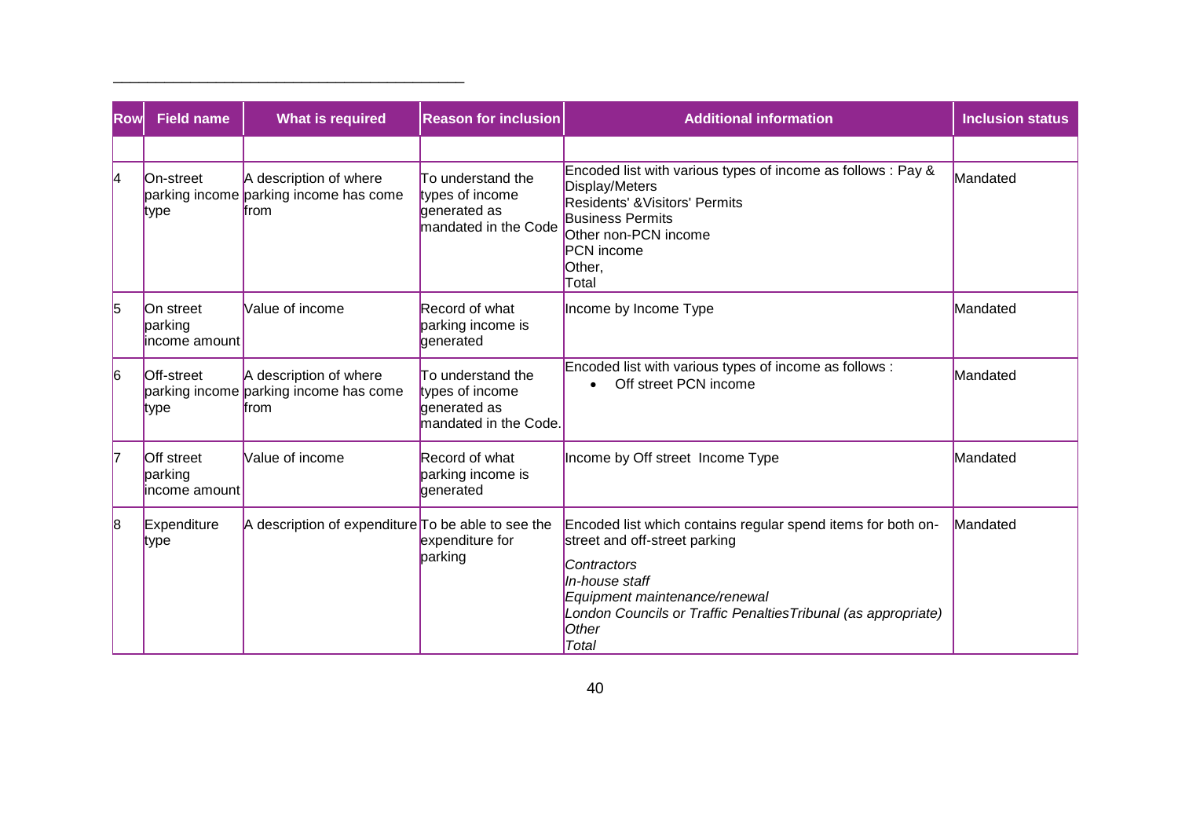| Row | Field name | What is required | Reason for inclusion | Additional information | Inclusion status |
|---|---|---|---|---|---|
| | | | | | |
| 4 | On-street parking income type | A description of where parking income has come from | To understand the types of income generated as mandated in the Code | Encoded list with various types of income as follows : Pay & Display/Meters<br>Residents' &Visitors' Permits<br>Business Permits<br>Other non-PCN income<br>PCN income<br>Other,<br>Total | Mandated |
| 5 | On street parking income amount | Value of income | Record of what parking income is generated | Income by Income Type | Mandated |
| 6 | Off-street parking income type | A description of where parking income has come from | To understand the types of income generated as mandated in the Code. | Encoded list with various types of income as follows :<br>• Off street PCN income | Mandated |
| 7 | Off street parking income amount | Value of income | Record of what parking income is generated | Income by Off street Income Type | Mandated |
| 8 | Expenditure type | A description of expenditure | To be able to see the expenditure for parking | Encoded list which contains regular spend items for both on-street and off-street parking<br>*Contractors*<br>*In-house staff*<br>*Equipment maintenance/renewal*<br>*London Councils or Traffic PenaltiesTribunal (as appropriate)*<br>*Other*<br>*Total* | Mandated |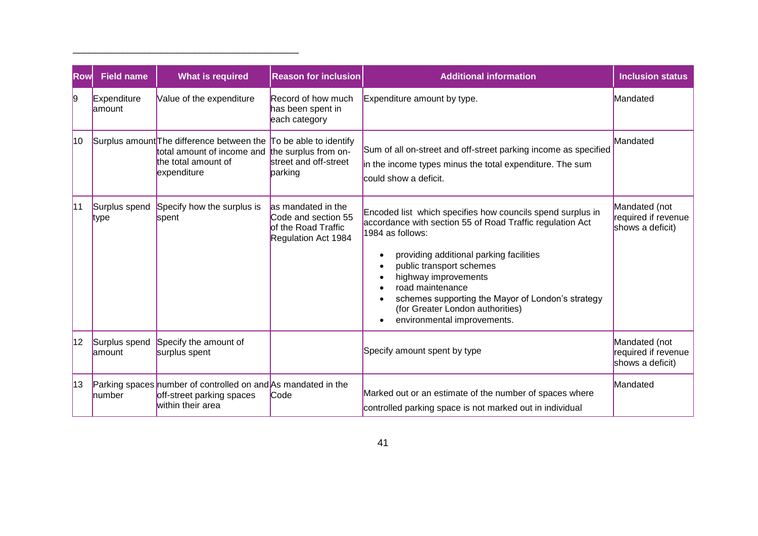| Row | Field name | What is required | Reason for inclusion | Additional information | Inclusion status |
|---|---|---|---|---|---|
| 9 | Expenditure amount | Value of the expenditure | Record of how much has been spent in each category | Expenditure amount by type. | Mandated |
| 10 | Surplus amount | The difference between the total amount of income and the total amount of expenditure | To be able to identify the surplus from on-street and off-street parking | Sum of all on-street and off-street parking income as specified in the income types minus the total expenditure. The sum could show a deficit. | Mandated |
| 11 | Surplus spend type | Specify how the surplus is spent | as mandated in the Code and section 55 of the Road Traffic Regulation Act 1984 | Encoded list which specifies how councils spend surplus in accordance with section 55 of Road Traffic regulation Act 1984 as follows:<br>• providing additional parking facilities<br>• public transport schemes<br>• highway improvements<br>• road maintenance<br>• schemes supporting the Mayor of London's strategy (for Greater London authorities)<br>• environmental improvements. | Mandated (not required if revenue shows a deficit) |
| 12 | Surplus spend amount | Specify the amount of surplus spent | | Specify amount spent by type | Mandated (not required if revenue shows a deficit) |
| 13 | Parking spaces number | number of controlled on and off-street parking spaces within their area | As mandated in the Code | Marked out or an estimate of the number of spaces where controlled parking space is not marked out in individual | Mandated |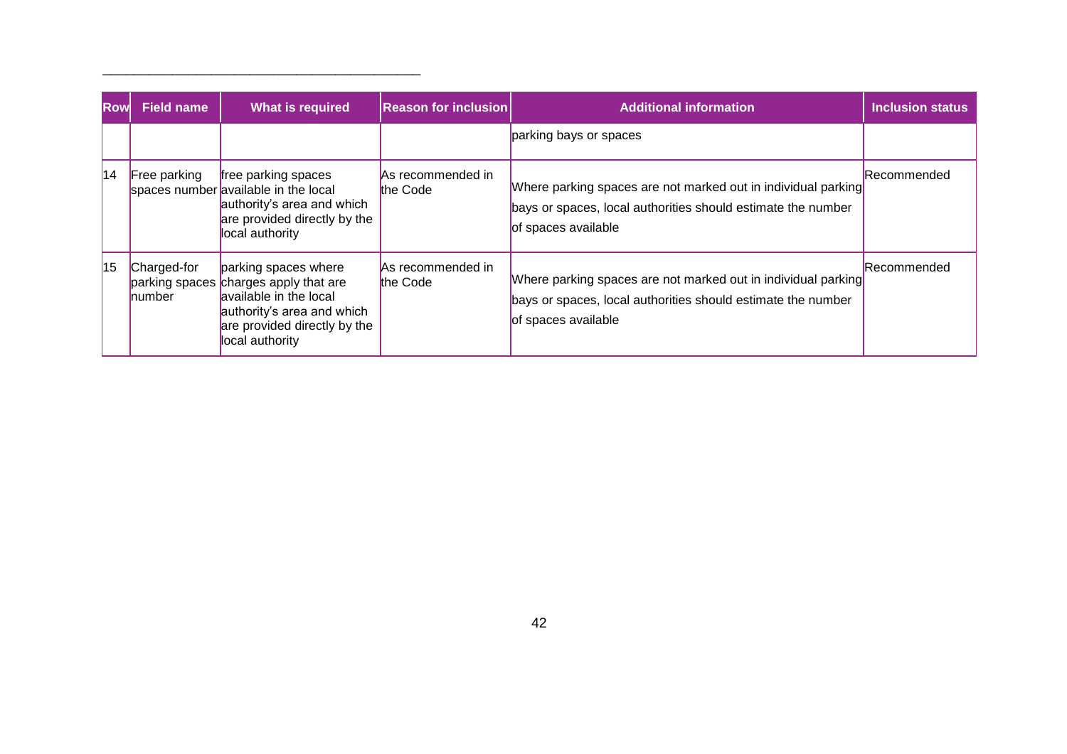| Row | Field name | What is required | Reason for inclusion | Additional information | Inclusion status |
|---|---|---|---|---|---|
| | | | | parking bays or spaces | |
| 14 | Free parking spaces number | free parking spaces available in the local authority's area and which are provided directly by the local authority | As recommended in the Code | Where parking spaces are not marked out in individual parking bays or spaces, local authorities should estimate the number of spaces available | Recommended |
| 15 | Charged-for parking spaces number | parking spaces where charges apply that are available in the local authority's area and which are provided directly by the local authority | As recommended in the Code | Where parking spaces are not marked out in individual parking bays or spaces, local authorities should estimate the number of spaces available | Recommended |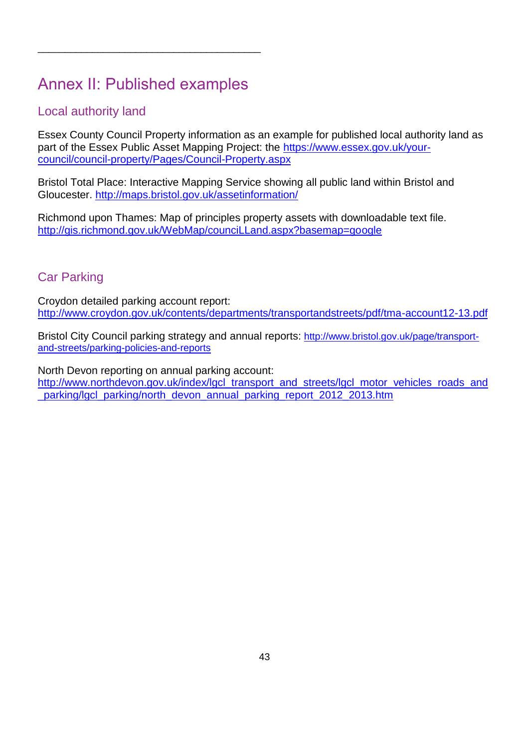---

# Annex II: Published examples

## Local authority land

Essex County Council Property information as an example for published local authority land as part of the Essex Public Asset Mapping Project: the https://www.essex.gov.uk/your-council/council-property/Pages/Council-Property.aspx

Bristol Total Place: Interactive Mapping Service showing all public land within Bristol and Gloucester. http://maps.bristol.gov.uk/assetinformation/

Richmond upon Thames: Map of principles property assets with downloadable text file. http://gis.richmond.gov.uk/WebMap/counciLLand.aspx?basemap=google

## Car Parking

Croydon detailed parking account report: http://www.croydon.gov.uk/contents/departments/transportandstreets/pdf/tma-account12-13.pdf

Bristol City Council parking strategy and annual reports: http://www.bristol.gov.uk/page/transport-and-streets/parking-policies-and-reports

North Devon reporting on annual parking account: http://www.northdevon.gov.uk/index/lgcl_transport_and_streets/lgcl_motor_vehicles_roads_and_parking/lgcl_parking/north_devon_annual_parking_report_2012_2013.htm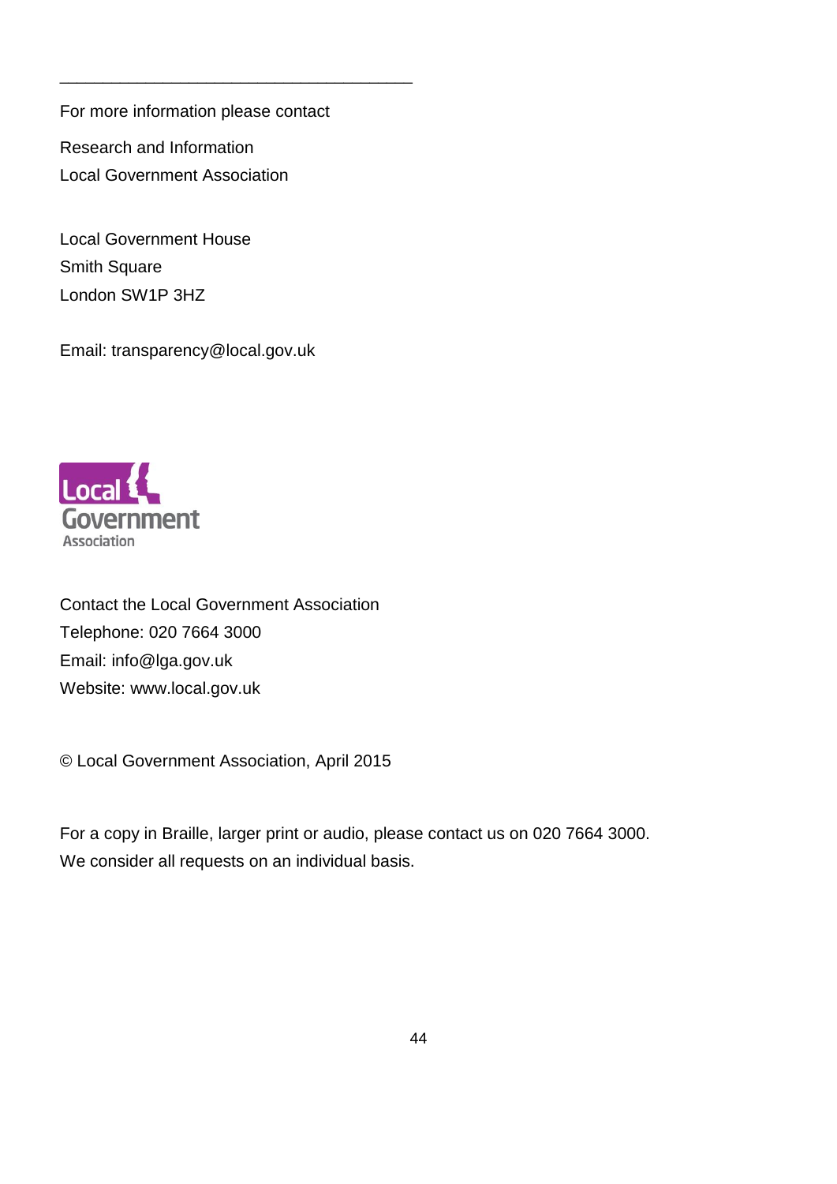---

For more information please contact

Research and Information
Local Government Association

Local Government House
Smith Square
London SW1P 3HZ

Email: transparency@local.gov.uk

Local Government Association

Contact the Local Government Association
Telephone: 020 7664 3000
Email: info@lga.gov.uk
Website: www.local.gov.uk

© Local Government Association, April 2015

For a copy in Braille, larger print or audio, please contact us on 020 7664 3000.
We consider all requests on an individual basis.